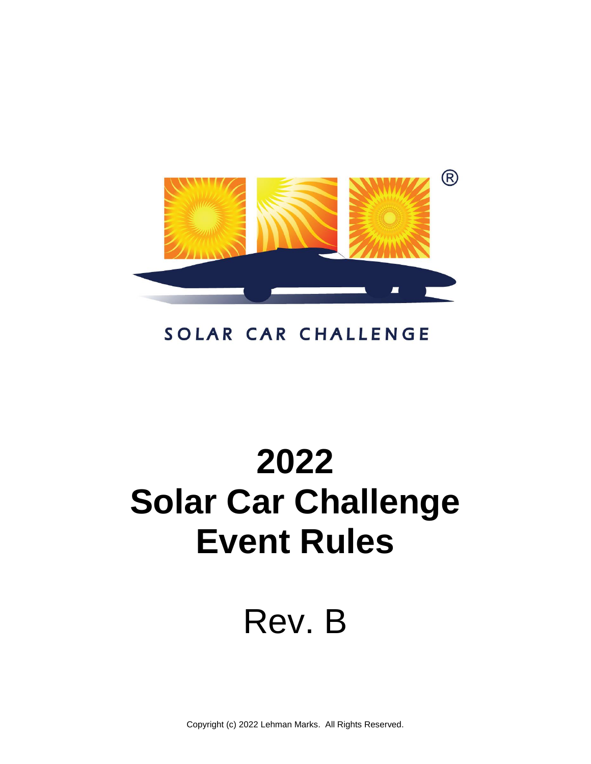SOLAR CAR CHALLENGE

# 2022
# Solar Car Challenge
# Event Rules

Rev. B

Copyright (c) 2022 Lehman Marks. All Rights Reserved.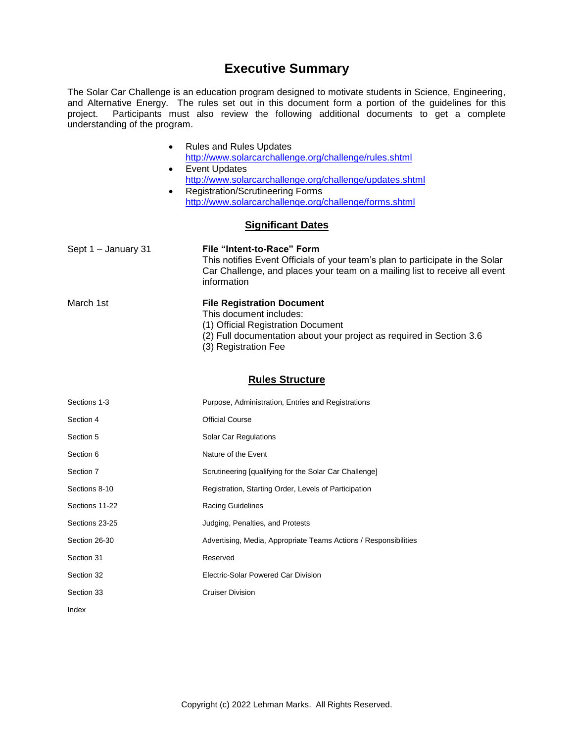# Executive Summary

The Solar Car Challenge is an education program designed to motivate students in Science, Engineering, and Alternative Energy. The rules set out in this document form a portion of the guidelines for this project. Participants must also review the following additional documents to get a complete understanding of the program.

- Rules and Rules Updates
  http://www.solarcarchallenge.org/challenge/rules.shtml
- Event Updates
  http://www.solarcarchallenge.org/challenge/updates.shtml
- Registration/Scrutineering Forms
  http://www.solarcarchallenge.org/challenge/forms.shtml

## Significant Dates

| | |
|---|---|
| Sept 1 – January 31 | **File "Intent-to-Race" Form**<br>This notifies Event Officials of your team's plan to participate in the Solar Car Challenge, and places your team on a mailing list to receive all event information |
| March 1st | **File Registration Document**<br>This document includes:<br>(1) Official Registration Document<br>(2) Full documentation about your project as required in Section 3.6<br>(3) Registration Fee |

## Rules Structure

| | |
|---|---|
| Sections 1-3 | Purpose, Administration, Entries and Registrations |
| Section 4 | Official Course |
| Section 5 | Solar Car Regulations |
| Section 6 | Nature of the Event |
| Section 7 | Scrutineering [qualifying for the Solar Car Challenge] |
| Sections 8-10 | Registration, Starting Order, Levels of Participation |
| Sections 11-22 | Racing Guidelines |
| Sections 23-25 | Judging, Penalties, and Protests |
| Section 26-30 | Advertising, Media, Appropriate Teams Actions / Responsibilities |
| Section 31 | Reserved |
| Section 32 | Electric-Solar Powered Car Division |
| Section 33 | Cruiser Division |
| Index | |

Copyright (c) 2022 Lehman Marks. All Rights Reserved.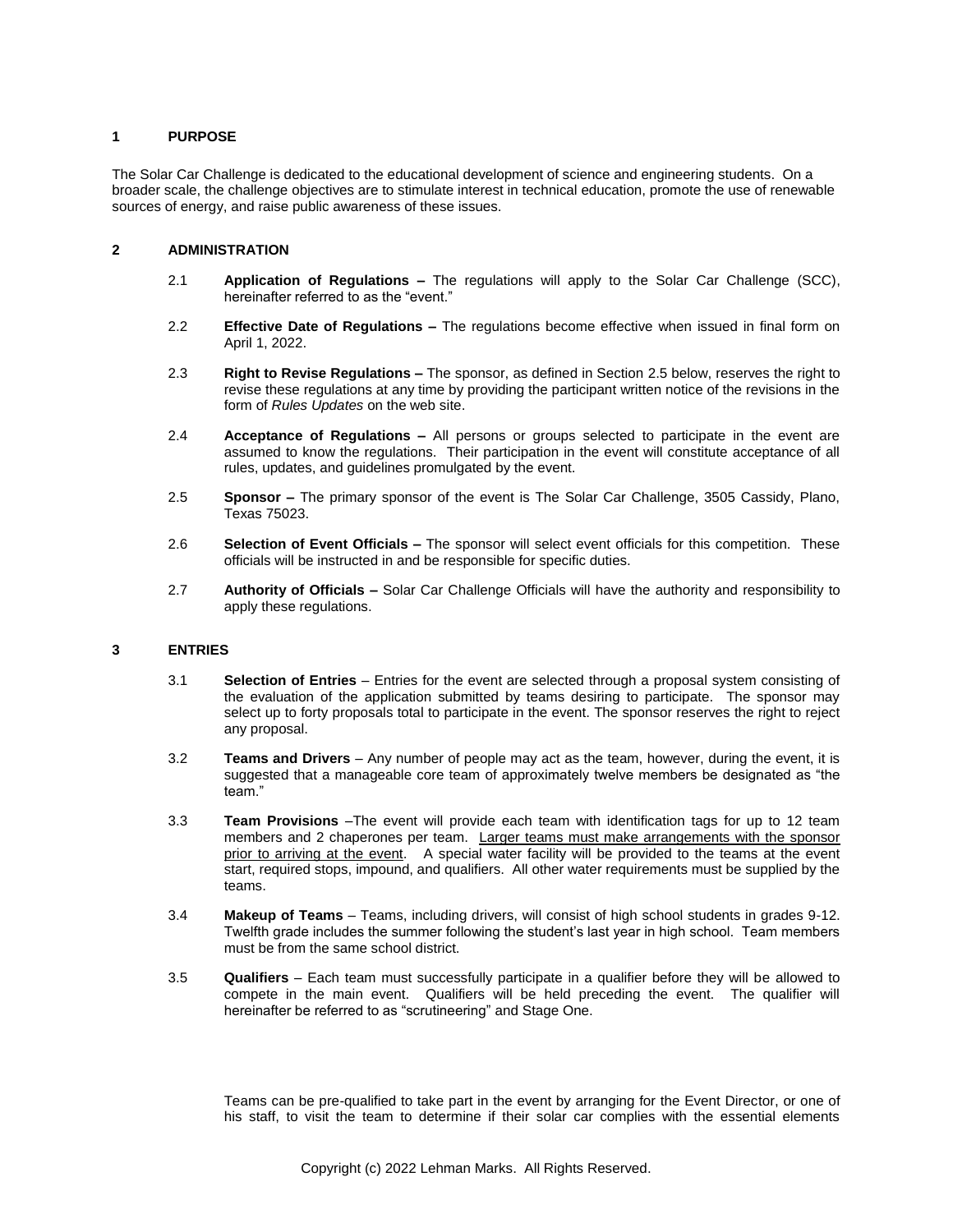## 1 PURPOSE

The Solar Car Challenge is dedicated to the educational development of science and engineering students. On a broader scale, the challenge objectives are to stimulate interest in technical education, promote the use of renewable sources of energy, and raise public awareness of these issues.

## 2 ADMINISTRATION

2.1 **Application of Regulations –** The regulations will apply to the Solar Car Challenge (SCC), hereinafter referred to as the "event."

2.2 **Effective Date of Regulations –** The regulations become effective when issued in final form on April 1, 2022.

2.3 **Right to Revise Regulations –** The sponsor, as defined in Section 2.5 below, reserves the right to revise these regulations at any time by providing the participant written notice of the revisions in the form of *Rules Updates* on the web site.

2.4 **Acceptance of Regulations –** All persons or groups selected to participate in the event are assumed to know the regulations. Their participation in the event will constitute acceptance of all rules, updates, and guidelines promulgated by the event.

2.5 **Sponsor –** The primary sponsor of the event is The Solar Car Challenge, 3505 Cassidy, Plano, Texas 75023.

2.6 **Selection of Event Officials –** The sponsor will select event officials for this competition. These officials will be instructed in and be responsible for specific duties.

2.7 **Authority of Officials –** Solar Car Challenge Officials will have the authority and responsibility to apply these regulations.

## 3 ENTRIES

3.1 **Selection of Entries** – Entries for the event are selected through a proposal system consisting of the evaluation of the application submitted by teams desiring to participate. The sponsor may select up to forty proposals total to participate in the event. The sponsor reserves the right to reject any proposal.

3.2 **Teams and Drivers** – Any number of people may act as the team, however, during the event, it is suggested that a manageable core team of approximately twelve members be designated as "the team."

3.3 **Team Provisions** –The event will provide each team with identification tags for up to 12 team members and 2 chaperones per team. Larger teams must make arrangements with the sponsor prior to arriving at the event. A special water facility will be provided to the teams at the event start, required stops, impound, and qualifiers. All other water requirements must be supplied by the teams.

3.4 **Makeup of Teams** – Teams, including drivers, will consist of high school students in grades 9-12. Twelfth grade includes the summer following the student's last year in high school. Team members must be from the same school district.

3.5 **Qualifiers** – Each team must successfully participate in a qualifier before they will be allowed to compete in the main event. Qualifiers will be held preceding the event. The qualifier will hereinafter be referred to as "scrutineering" and Stage One.

Teams can be pre-qualified to take part in the event by arranging for the Event Director, or one of his staff, to visit the team to determine if their solar car complies with the essential elements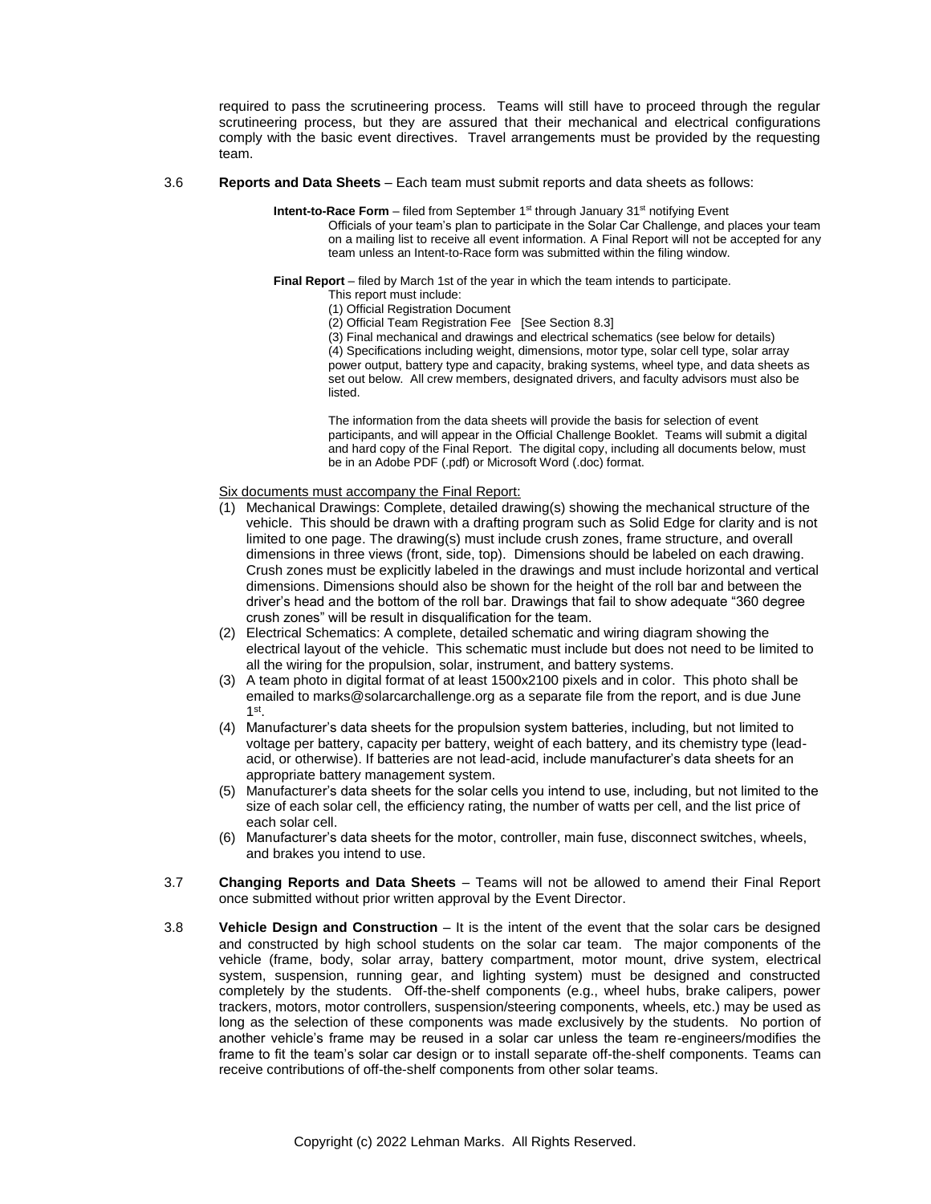required to pass the scrutineering process. Teams will still have to proceed through the regular scrutineering process, but they are assured that their mechanical and electrical configurations comply with the basic event directives. Travel arrangements must be provided by the requesting team.

3.6 **Reports and Data Sheets** – Each team must submit reports and data sheets as follows:

**Intent-to-Race Form** – filed from September 1st through January 31st notifying Event Officials of your team's plan to participate in the Solar Car Challenge, and places your team on a mailing list to receive all event information. A Final Report will not be accepted for any team unless an Intent-to-Race form was submitted within the filing window.

**Final Report** – filed by March 1st of the year in which the team intends to participate. This report must include:

(1) Official Registration Document
(2) Official Team Registration Fee [See Section 8.3]
(3) Final mechanical and drawings and electrical schematics (see below for details)
(4) Specifications including weight, dimensions, motor type, solar cell type, solar array power output, battery type and capacity, braking systems, wheel type, and data sheets as set out below. All crew members, designated drivers, and faculty advisors must also be listed.

The information from the data sheets will provide the basis for selection of event participants, and will appear in the Official Challenge Booklet. Teams will submit a digital and hard copy of the Final Report. The digital copy, including all documents below, must be in an Adobe PDF (.pdf) or Microsoft Word (.doc) format.

<u>Six documents must accompany the Final Report:</u>

1. Mechanical Drawings: Complete, detailed drawing(s) showing the mechanical structure of the vehicle. This should be drawn with a drafting program such as Solid Edge for clarity and is not limited to one page. The drawing(s) must include crush zones, frame structure, and overall dimensions in three views (front, side, top). Dimensions should be labeled on each drawing. Crush zones must be explicitly labeled in the drawings and must include horizontal and vertical dimensions. Dimensions should also be shown for the height of the roll bar and between the driver's head and the bottom of the roll bar. Drawings that fail to show adequate "360 degree crush zones" will be result in disqualification for the team.
2. Electrical Schematics: A complete, detailed schematic and wiring diagram showing the electrical layout of the vehicle. This schematic must include but does not need to be limited to all the wiring for the propulsion, solar, instrument, and battery systems.
3. A team photo in digital format of at least 1500x2100 pixels and in color. This photo shall be emailed to marks@solarcarchallenge.org as a separate file from the report, and is due June 1st.
4. Manufacturer's data sheets for the propulsion system batteries, including, but not limited to voltage per battery, capacity per battery, weight of each battery, and its chemistry type (lead-acid, or otherwise). If batteries are not lead-acid, include manufacturer's data sheets for an appropriate battery management system.
5. Manufacturer's data sheets for the solar cells you intend to use, including, but not limited to the size of each solar cell, the efficiency rating, the number of watts per cell, and the list price of each solar cell.
6. Manufacturer's data sheets for the motor, controller, main fuse, disconnect switches, wheels, and brakes you intend to use.

3.7 **Changing Reports and Data Sheets** – Teams will not be allowed to amend their Final Report once submitted without prior written approval by the Event Director.

3.8 **Vehicle Design and Construction** – It is the intent of the event that the solar cars be designed and constructed by high school students on the solar car team. The major components of the vehicle (frame, body, solar array, battery compartment, motor mount, drive system, electrical system, suspension, running gear, and lighting system) must be designed and constructed completely by the students. Off-the-shelf components (e.g., wheel hubs, brake calipers, power trackers, motors, motor controllers, suspension/steering components, wheels, etc.) may be used as long as the selection of these components was made exclusively by the students. No portion of another vehicle's frame may be reused in a solar car unless the team re-engineers/modifies the frame to fit the team's solar car design or to install separate off-the-shelf components. Teams can receive contributions of off-the-shelf components from other solar teams.

Copyright (c) 2022 Lehman Marks. All Rights Reserved.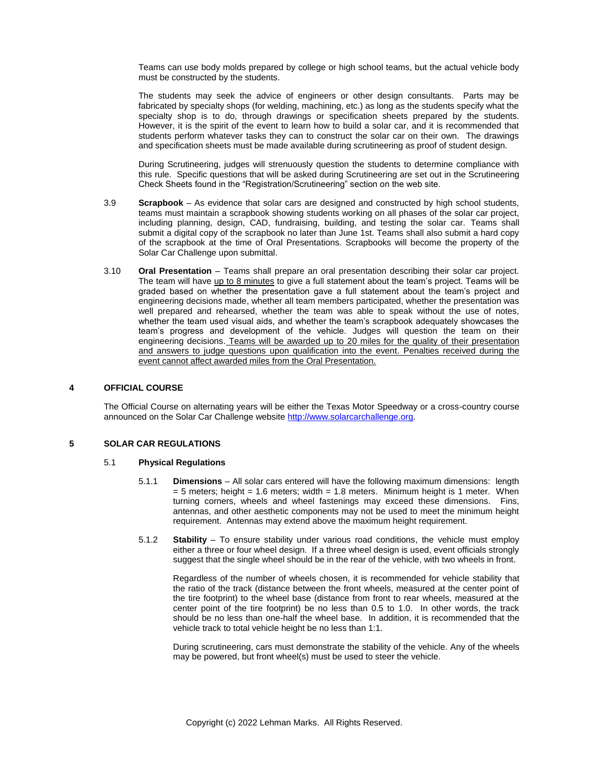Teams can use body molds prepared by college or high school teams, but the actual vehicle body must be constructed by the students.

The students may seek the advice of engineers or other design consultants. Parts may be fabricated by specialty shops (for welding, machining, etc.) as long as the students specify what the specialty shop is to do, through drawings or specification sheets prepared by the students. However, it is the spirit of the event to learn how to build a solar car, and it is recommended that students perform whatever tasks they can to construct the solar car on their own. The drawings and specification sheets must be made available during scrutineering as proof of student design.

During Scrutineering, judges will strenuously question the students to determine compliance with this rule. Specific questions that will be asked during Scrutineering are set out in the Scrutineering Check Sheets found in the "Registration/Scrutineering" section on the web site.

3.9 **Scrapbook** – As evidence that solar cars are designed and constructed by high school students, teams must maintain a scrapbook showing students working on all phases of the solar car project, including planning, design, CAD, fundraising, building, and testing the solar car. Teams shall submit a digital copy of the scrapbook no later than June 1st. Teams shall also submit a hard copy of the scrapbook at the time of Oral Presentations. Scrapbooks will become the property of the Solar Car Challenge upon submittal.

3.10 **Oral Presentation** – Teams shall prepare an oral presentation describing their solar car project. The team will have <u>up to 8 minutes</u> to give a full statement about the team's project. Teams will be graded based on whether the presentation gave a full statement about the team's project and engineering decisions made, whether all team members participated, whether the presentation was well prepared and rehearsed, whether the team was able to speak without the use of notes, whether the team used visual aids, and whether the team's scrapbook adequately showcases the team's progress and development of the vehicle. Judges will question the team on their engineering decisions. <u>Teams will be awarded up to 20 miles for the quality of their presentation and answers to judge questions upon qualification into the event. Penalties received during the event cannot affect awarded miles from the Oral Presentation.</u>

## 4 OFFICIAL COURSE

The Official Course on alternating years will be either the Texas Motor Speedway or a cross-country course announced on the Solar Car Challenge website http://www.solarcarchallenge.org.

## 5 SOLAR CAR REGULATIONS

### 5.1 Physical Regulations

5.1.1 **Dimensions** – All solar cars entered will have the following maximum dimensions: length = 5 meters; height = 1.6 meters; width = 1.8 meters. Minimum height is 1 meter. When turning corners, wheels and wheel fastenings may exceed these dimensions. Fins, antennas, and other aesthetic components may not be used to meet the minimum height requirement. Antennas may extend above the maximum height requirement.

5.1.2 **Stability** – To ensure stability under various road conditions, the vehicle must employ either a three or four wheel design. If a three wheel design is used, event officials strongly suggest that the single wheel should be in the rear of the vehicle, with two wheels in front.

Regardless of the number of wheels chosen, it is recommended for vehicle stability that the ratio of the track (distance between the front wheels, measured at the center point of the tire footprint) to the wheel base (distance from front to rear wheels, measured at the center point of the tire footprint) be no less than 0.5 to 1.0. In other words, the track should be no less than one-half the wheel base. In addition, it is recommended that the vehicle track to total vehicle height be no less than 1:1.

During scrutineering, cars must demonstrate the stability of the vehicle. Any of the wheels may be powered, but front wheel(s) must be used to steer the vehicle.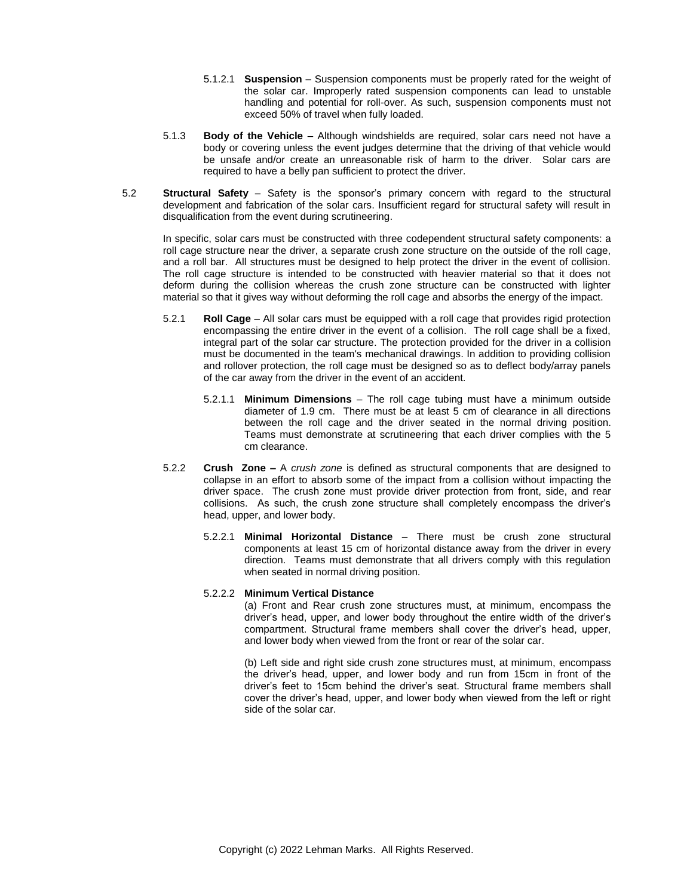5.1.2.1 **Suspension** – Suspension components must be properly rated for the weight of the solar car. Improperly rated suspension components can lead to unstable handling and potential for roll-over. As such, suspension components must not exceed 50% of travel when fully loaded.

5.1.3 **Body of the Vehicle** – Although windshields are required, solar cars need not have a body or covering unless the event judges determine that the driving of that vehicle would be unsafe and/or create an unreasonable risk of harm to the driver. Solar cars are required to have a belly pan sufficient to protect the driver.

5.2 **Structural Safety** – Safety is the sponsor's primary concern with regard to the structural development and fabrication of the solar cars. Insufficient regard for structural safety will result in disqualification from the event during scrutineering.

In specific, solar cars must be constructed with three codependent structural safety components: a roll cage structure near the driver, a separate crush zone structure on the outside of the roll cage, and a roll bar. All structures must be designed to help protect the driver in the event of collision. The roll cage structure is intended to be constructed with heavier material so that it does not deform during the collision whereas the crush zone structure can be constructed with lighter material so that it gives way without deforming the roll cage and absorbs the energy of the impact.

5.2.1 **Roll Cage** – All solar cars must be equipped with a roll cage that provides rigid protection encompassing the entire driver in the event of a collision. The roll cage shall be a fixed, integral part of the solar car structure. The protection provided for the driver in a collision must be documented in the team's mechanical drawings. In addition to providing collision and rollover protection, the roll cage must be designed so as to deflect body/array panels of the car away from the driver in the event of an accident.

5.2.1.1 **Minimum Dimensions** – The roll cage tubing must have a minimum outside diameter of 1.9 cm. There must be at least 5 cm of clearance in all directions between the roll cage and the driver seated in the normal driving position. Teams must demonstrate at scrutineering that each driver complies with the 5 cm clearance.

5.2.2 **Crush Zone –** A *crush zone* is defined as structural components that are designed to collapse in an effort to absorb some of the impact from a collision without impacting the driver space. The crush zone must provide driver protection from front, side, and rear collisions. As such, the crush zone structure shall completely encompass the driver's head, upper, and lower body.

5.2.2.1 **Minimal Horizontal Distance** – There must be crush zone structural components at least 15 cm of horizontal distance away from the driver in every direction. Teams must demonstrate that all drivers comply with this regulation when seated in normal driving position.

5.2.2.2 **Minimum Vertical Distance**

(a) Front and Rear crush zone structures must, at minimum, encompass the driver's head, upper, and lower body throughout the entire width of the driver's compartment. Structural frame members shall cover the driver's head, upper, and lower body when viewed from the front or rear of the solar car.

(b) Left side and right side crush zone structures must, at minimum, encompass the driver's head, upper, and lower body and run from 15cm in front of the driver's feet to 15cm behind the driver's seat. Structural frame members shall cover the driver's head, upper, and lower body when viewed from the left or right side of the solar car.

Copyright (c) 2022 Lehman Marks. All Rights Reserved.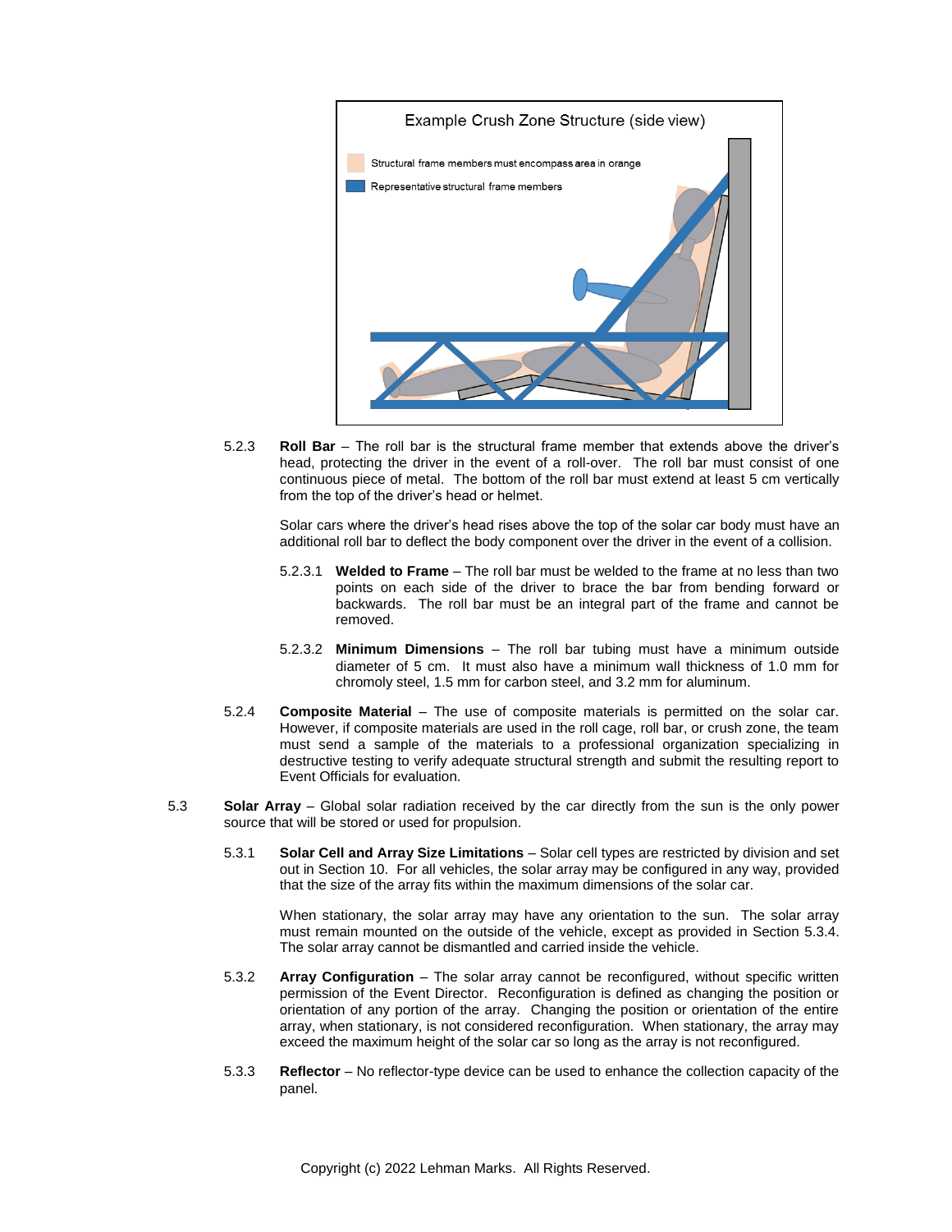Example Crush Zone Structure (side view)

Structural frame members must encompass area in orange

Representative structural frame members

5.2.3 **Roll Bar** – The roll bar is the structural frame member that extends above the driver's head, protecting the driver in the event of a roll-over. The roll bar must consist of one continuous piece of metal. The bottom of the roll bar must extend at least 5 cm vertically from the top of the driver's head or helmet.

Solar cars where the driver's head rises above the top of the solar car body must have an additional roll bar to deflect the body component over the driver in the event of a collision.

5.2.3.1 **Welded to Frame** – The roll bar must be welded to the frame at no less than two points on each side of the driver to brace the bar from bending forward or backwards. The roll bar must be an integral part of the frame and cannot be removed.

5.2.3.2 **Minimum Dimensions** – The roll bar tubing must have a minimum outside diameter of 5 cm. It must also have a minimum wall thickness of 1.0 mm for chromoly steel, 1.5 mm for carbon steel, and 3.2 mm for aluminum.

5.2.4 **Composite Material** – The use of composite materials is permitted on the solar car. However, if composite materials are used in the roll cage, roll bar, or crush zone, the team must send a sample of the materials to a professional organization specializing in destructive testing to verify adequate structural strength and submit the resulting report to Event Officials for evaluation.

5.3 **Solar Array** – Global solar radiation received by the car directly from the sun is the only power source that will be stored or used for propulsion.

5.3.1 **Solar Cell and Array Size Limitations** – Solar cell types are restricted by division and set out in Section 10. For all vehicles, the solar array may be configured in any way, provided that the size of the array fits within the maximum dimensions of the solar car.

When stationary, the solar array may have any orientation to the sun. The solar array must remain mounted on the outside of the vehicle, except as provided in Section 5.3.4. The solar array cannot be dismantled and carried inside the vehicle.

5.3.2 **Array Configuration** – The solar array cannot be reconfigured, without specific written permission of the Event Director. Reconfiguration is defined as changing the position or orientation of any portion of the array. Changing the position or orientation of the entire array, when stationary, is not considered reconfiguration. When stationary, the array may exceed the maximum height of the solar car so long as the array is not reconfigured.

5.3.3 **Reflector** – No reflector-type device can be used to enhance the collection capacity of the panel.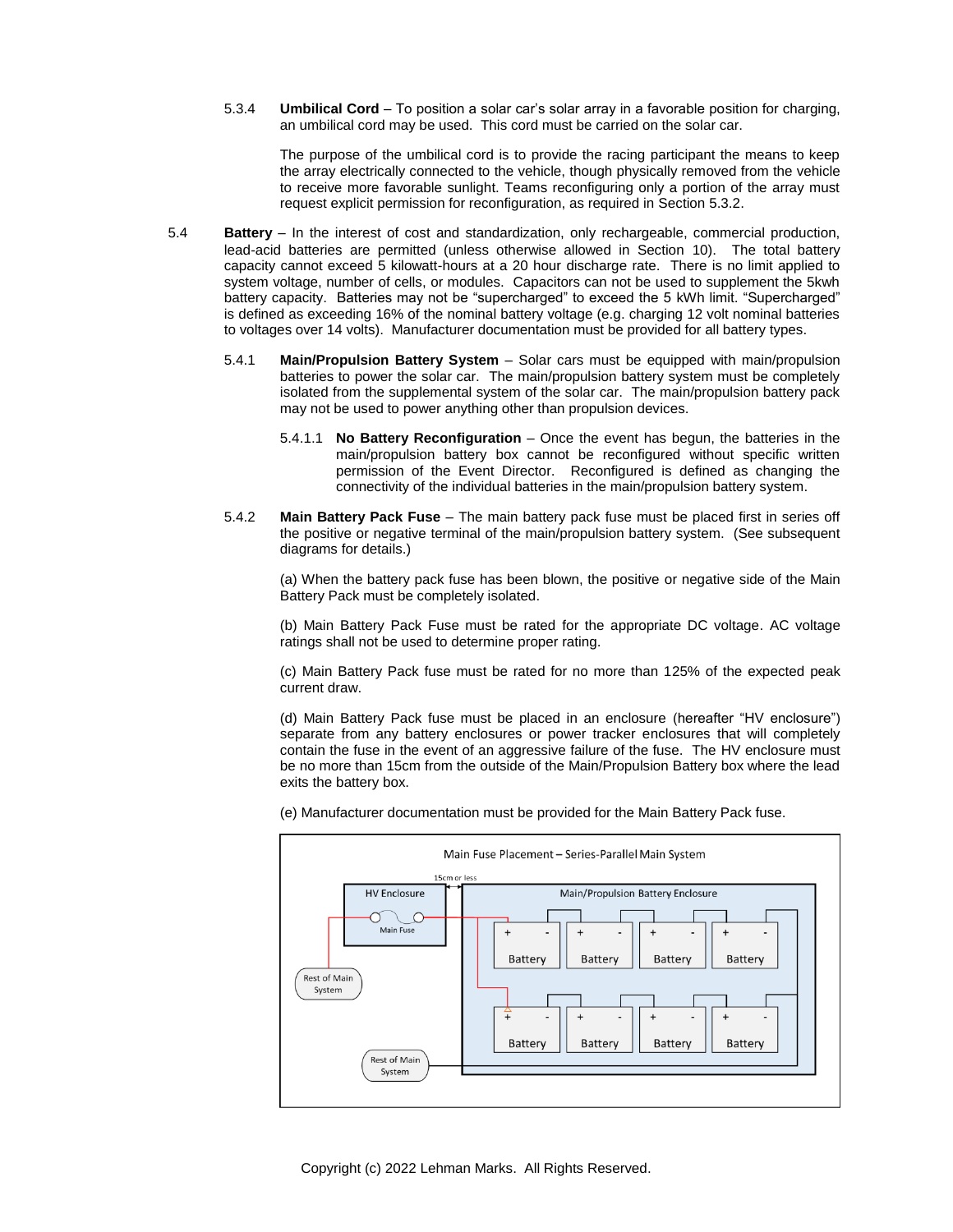5.3.4 **Umbilical Cord** – To position a solar car's solar array in a favorable position for charging, an umbilical cord may be used. This cord must be carried on the solar car.

The purpose of the umbilical cord is to provide the racing participant the means to keep the array electrically connected to the vehicle, though physically removed from the vehicle to receive more favorable sunlight. Teams reconfiguring only a portion of the array must request explicit permission for reconfiguration, as required in Section 5.3.2.

5.4 **Battery** – In the interest of cost and standardization, only rechargeable, commercial production, lead-acid batteries are permitted (unless otherwise allowed in Section 10). The total battery capacity cannot exceed 5 kilowatt-hours at a 20 hour discharge rate. There is no limit applied to system voltage, number of cells, or modules. Capacitors can not be used to supplement the 5kwh battery capacity. Batteries may not be "supercharged" to exceed the 5 kWh limit. "Supercharged" is defined as exceeding 16% of the nominal battery voltage (e.g. charging 12 volt nominal batteries to voltages over 14 volts). Manufacturer documentation must be provided for all battery types.

5.4.1 **Main/Propulsion Battery System** – Solar cars must be equipped with main/propulsion batteries to power the solar car. The main/propulsion battery system must be completely isolated from the supplemental system of the solar car. The main/propulsion battery pack may not be used to power anything other than propulsion devices.

5.4.1.1 **No Battery Reconfiguration** – Once the event has begun, the batteries in the main/propulsion battery box cannot be reconfigured without specific written permission of the Event Director. Reconfigured is defined as changing the connectivity of the individual batteries in the main/propulsion battery system.

5.4.2 **Main Battery Pack Fuse** – The main battery pack fuse must be placed first in series off the positive or negative terminal of the main/propulsion battery system. (See subsequent diagrams for details.)

(a) When the battery pack fuse has been blown, the positive or negative side of the Main Battery Pack must be completely isolated.

(b) Main Battery Pack Fuse must be rated for the appropriate DC voltage. AC voltage ratings shall not be used to determine proper rating.

(c) Main Battery Pack fuse must be rated for no more than 125% of the expected peak current draw.

(d) Main Battery Pack fuse must be placed in an enclosure (hereafter "HV enclosure") separate from any battery enclosures or power tracker enclosures that will completely contain the fuse in the event of an aggressive failure of the fuse. The HV enclosure must be no more than 15cm from the outside of the Main/Propulsion Battery box where the lead exits the battery box.

(e) Manufacturer documentation must be provided for the Main Battery Pack fuse.

Main Fuse Placement – Series-Parallel Main System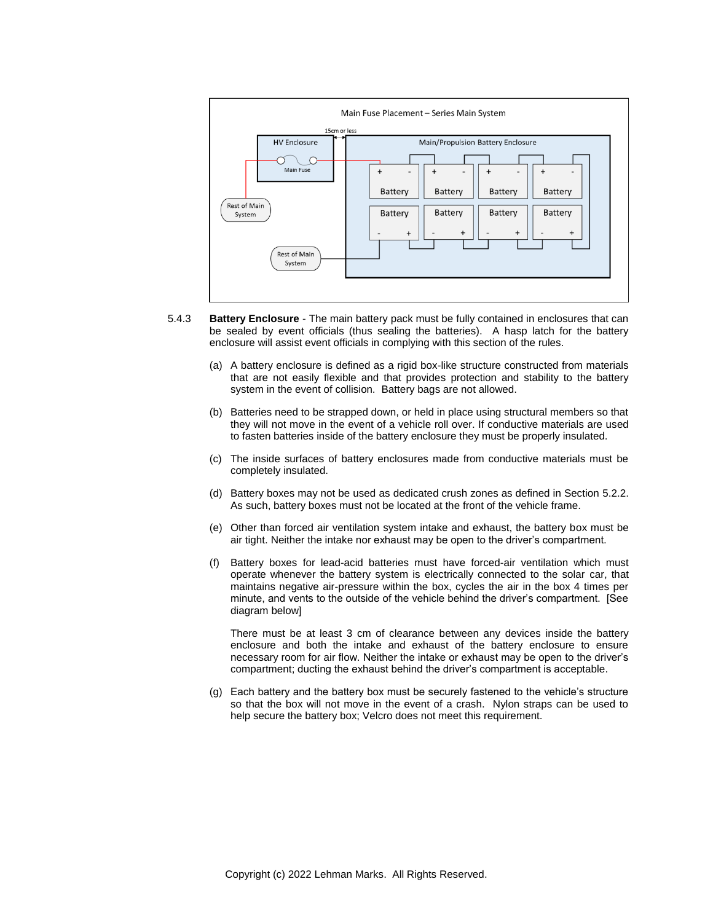Main Fuse Placement – Series Main System

5.4.3 **Battery Enclosure** - The main battery pack must be fully contained in enclosures that can be sealed by event officials (thus sealing the batteries). A hasp latch for the battery enclosure will assist event officials in complying with this section of the rules.

(a) A battery enclosure is defined as a rigid box-like structure constructed from materials that are not easily flexible and that provides protection and stability to the battery system in the event of collision. Battery bags are not allowed.

(b) Batteries need to be strapped down, or held in place using structural members so that they will not move in the event of a vehicle roll over. If conductive materials are used to fasten batteries inside of the battery enclosure they must be properly insulated.

(c) The inside surfaces of battery enclosures made from conductive materials must be completely insulated.

(d) Battery boxes may not be used as dedicated crush zones as defined in Section 5.2.2. As such, battery boxes must not be located at the front of the vehicle frame.

(e) Other than forced air ventilation system intake and exhaust, the battery box must be air tight. Neither the intake nor exhaust may be open to the driver's compartment.

(f) Battery boxes for lead-acid batteries must have forced-air ventilation which must operate whenever the battery system is electrically connected to the solar car, that maintains negative air-pressure within the box, cycles the air in the box 4 times per minute, and vents to the outside of the vehicle behind the driver's compartment. [See diagram below]

There must be at least 3 cm of clearance between any devices inside the battery enclosure and both the intake and exhaust of the battery enclosure to ensure necessary room for air flow. Neither the intake or exhaust may be open to the driver's compartment; ducting the exhaust behind the driver's compartment is acceptable.

(g) Each battery and the battery box must be securely fastened to the vehicle's structure so that the box will not move in the event of a crash. Nylon straps can be used to help secure the battery box; Velcro does not meet this requirement.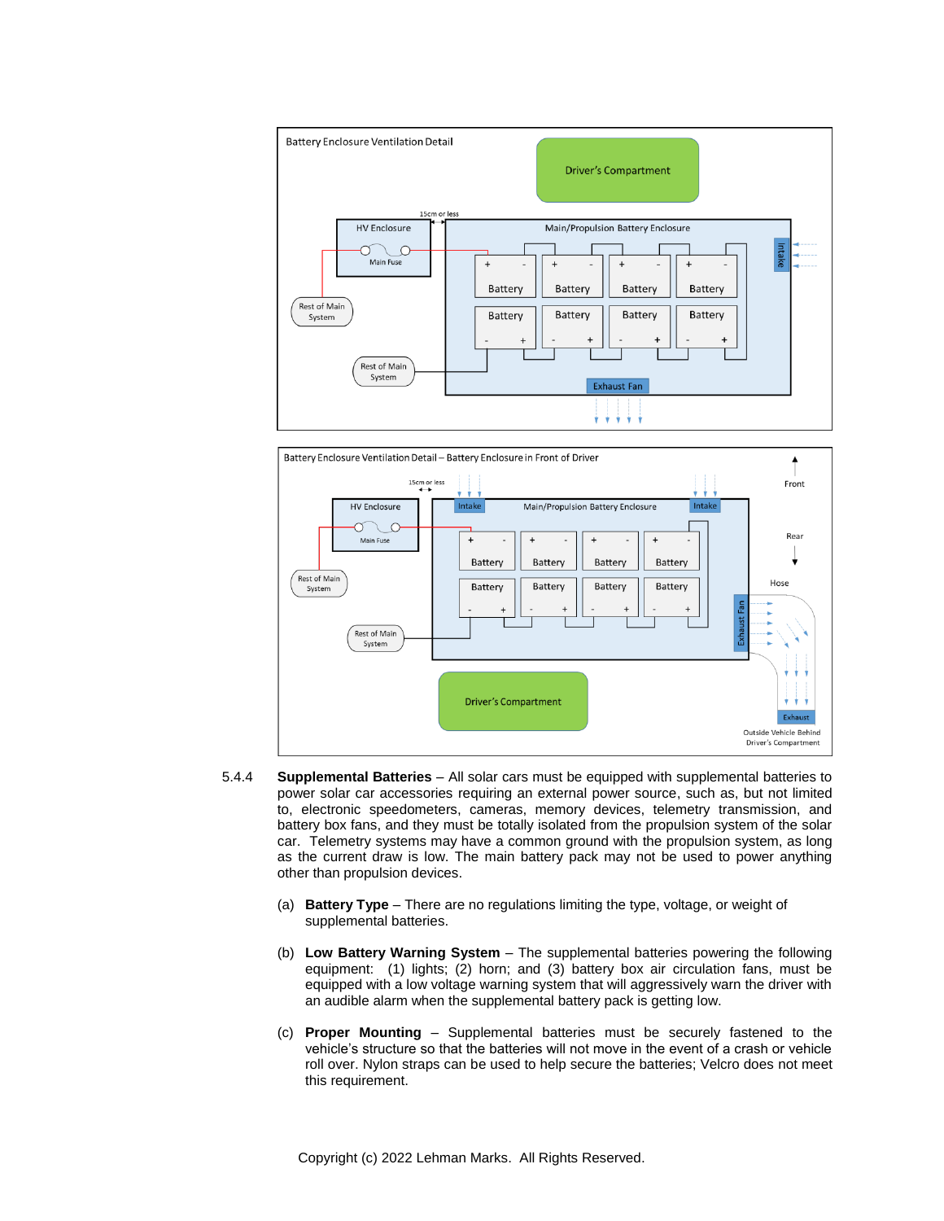### Battery Enclosure Ventilation Detail

### Battery Enclosure Ventilation Detail – Battery Enclosure in Front of Driver

5.4.4 **Supplemental Batteries** – All solar cars must be equipped with supplemental batteries to power solar car accessories requiring an external power source, such as, but not limited to, electronic speedometers, cameras, memory devices, telemetry transmission, and battery box fans, and they must be totally isolated from the propulsion system of the solar car. Telemetry systems may have a common ground with the propulsion system, as long as the current draw is low. The main battery pack may not be used to power anything other than propulsion devices.

(a) **Battery Type** – There are no regulations limiting the type, voltage, or weight of supplemental batteries.

(b) **Low Battery Warning System** – The supplemental batteries powering the following equipment: (1) lights; (2) horn; and (3) battery box air circulation fans, must be equipped with a low voltage warning system that will aggressively warn the driver with an audible alarm when the supplemental battery pack is getting low.

(c) **Proper Mounting** – Supplemental batteries must be securely fastened to the vehicle's structure so that the batteries will not move in the event of a crash or vehicle roll over. Nylon straps can be used to help secure the batteries; Velcro does not meet this requirement.

Copyright (c) 2022 Lehman Marks. All Rights Reserved.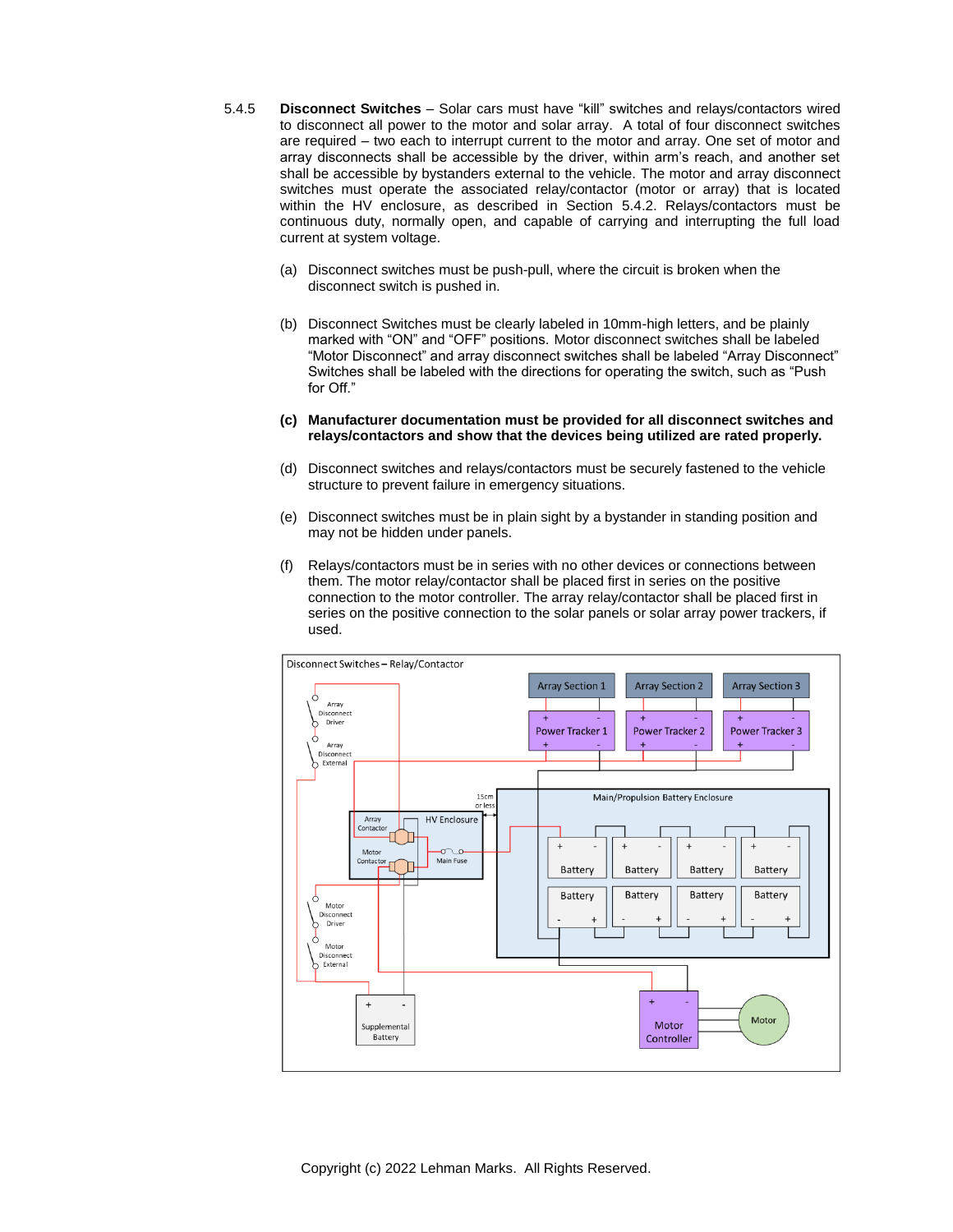5.4.5 **Disconnect Switches** – Solar cars must have "kill" switches and relays/contactors wired to disconnect all power to the motor and solar array. A total of four disconnect switches are required – two each to interrupt current to the motor and array. One set of motor and array disconnects shall be accessible by the driver, within arm's reach, and another set shall be accessible by bystanders external to the vehicle. The motor and array disconnect switches must operate the associated relay/contactor (motor or array) that is located within the HV enclosure, as described in Section 5.4.2. Relays/contactors must be continuous duty, normally open, and capable of carrying and interrupting the full load current at system voltage.

(a) Disconnect switches must be push-pull, where the circuit is broken when the disconnect switch is pushed in.

(b) Disconnect Switches must be clearly labeled in 10mm-high letters, and be plainly marked with "ON" and "OFF" positions. Motor disconnect switches shall be labeled "Motor Disconnect" and array disconnect switches shall be labeled "Array Disconnect" Switches shall be labeled with the directions for operating the switch, such as "Push for Off."

**(c) Manufacturer documentation must be provided for all disconnect switches and relays/contactors and show that the devices being utilized are rated properly.**

(d) Disconnect switches and relays/contactors must be securely fastened to the vehicle structure to prevent failure in emergency situations.

(e) Disconnect switches must be in plain sight by a bystander in standing position and may not be hidden under panels.

(f) Relays/contactors must be in series with no other devices or connections between them. The motor relay/contactor shall be placed first in series on the positive connection to the motor controller. The array relay/contactor shall be placed first in series on the positive connection to the solar panels or solar array power trackers, if used.

Disconnect Switches – Relay/Contactor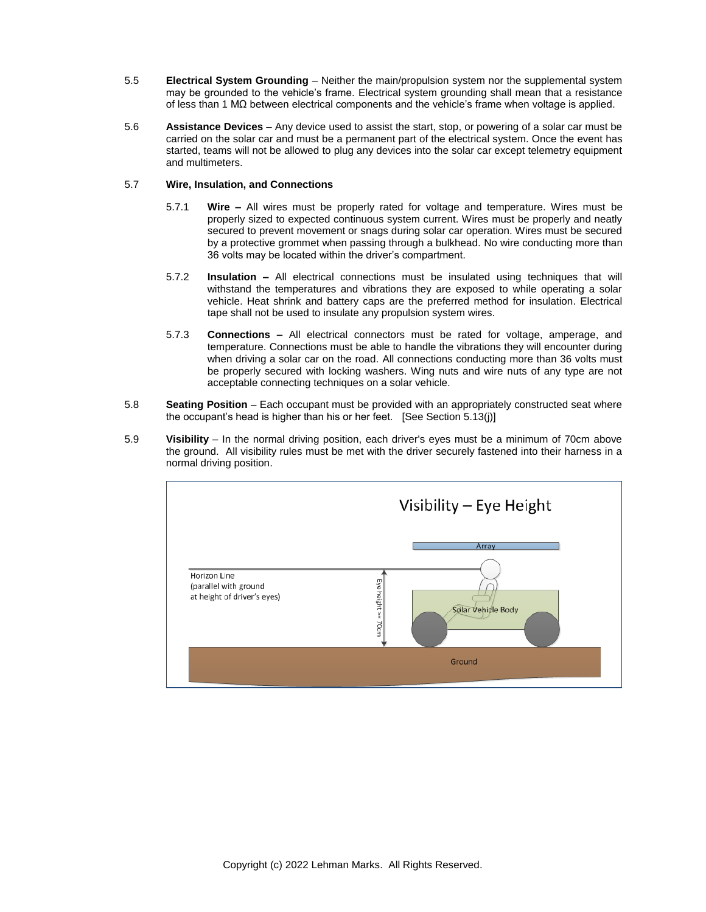5.5 **Electrical System Grounding** – Neither the main/propulsion system nor the supplemental system may be grounded to the vehicle's frame. Electrical system grounding shall mean that a resistance of less than 1 MΩ between electrical components and the vehicle's frame when voltage is applied.

5.6 **Assistance Devices** – Any device used to assist the start, stop, or powering of a solar car must be carried on the solar car and must be a permanent part of the electrical system. Once the event has started, teams will not be allowed to plug any devices into the solar car except telemetry equipment and multimeters.

5.7 **Wire, Insulation, and Connections**

5.7.1 **Wire –** All wires must be properly rated for voltage and temperature. Wires must be properly sized to expected continuous system current. Wires must be properly and neatly secured to prevent movement or snags during solar car operation. Wires must be secured by a protective grommet when passing through a bulkhead. No wire conducting more than 36 volts may be located within the driver's compartment.

5.7.2 **Insulation –** All electrical connections must be insulated using techniques that will withstand the temperatures and vibrations they are exposed to while operating a solar vehicle. Heat shrink and battery caps are the preferred method for insulation. Electrical tape shall not be used to insulate any propulsion system wires.

5.7.3 **Connections –** All electrical connectors must be rated for voltage, amperage, and temperature. Connections must be able to handle the vibrations they will encounter during when driving a solar car on the road. All connections conducting more than 36 volts must be properly secured with locking washers. Wing nuts and wire nuts of any type are not acceptable connecting techniques on a solar vehicle.

5.8 **Seating Position** – Each occupant must be provided with an appropriately constructed seat where the occupant's head is higher than his or her feet. [See Section 5.13(j)]

5.9 **Visibility** – In the normal driving position, each driver's eyes must be a minimum of 70cm above the ground. All visibility rules must be met with the driver securely fastened into their harness in a normal driving position.

Visibility – Eye Height

Array

Horizon Line (parallel with ground at height of driver's eyes)

Eye height >= 70cm

Solar Vehicle Body

Ground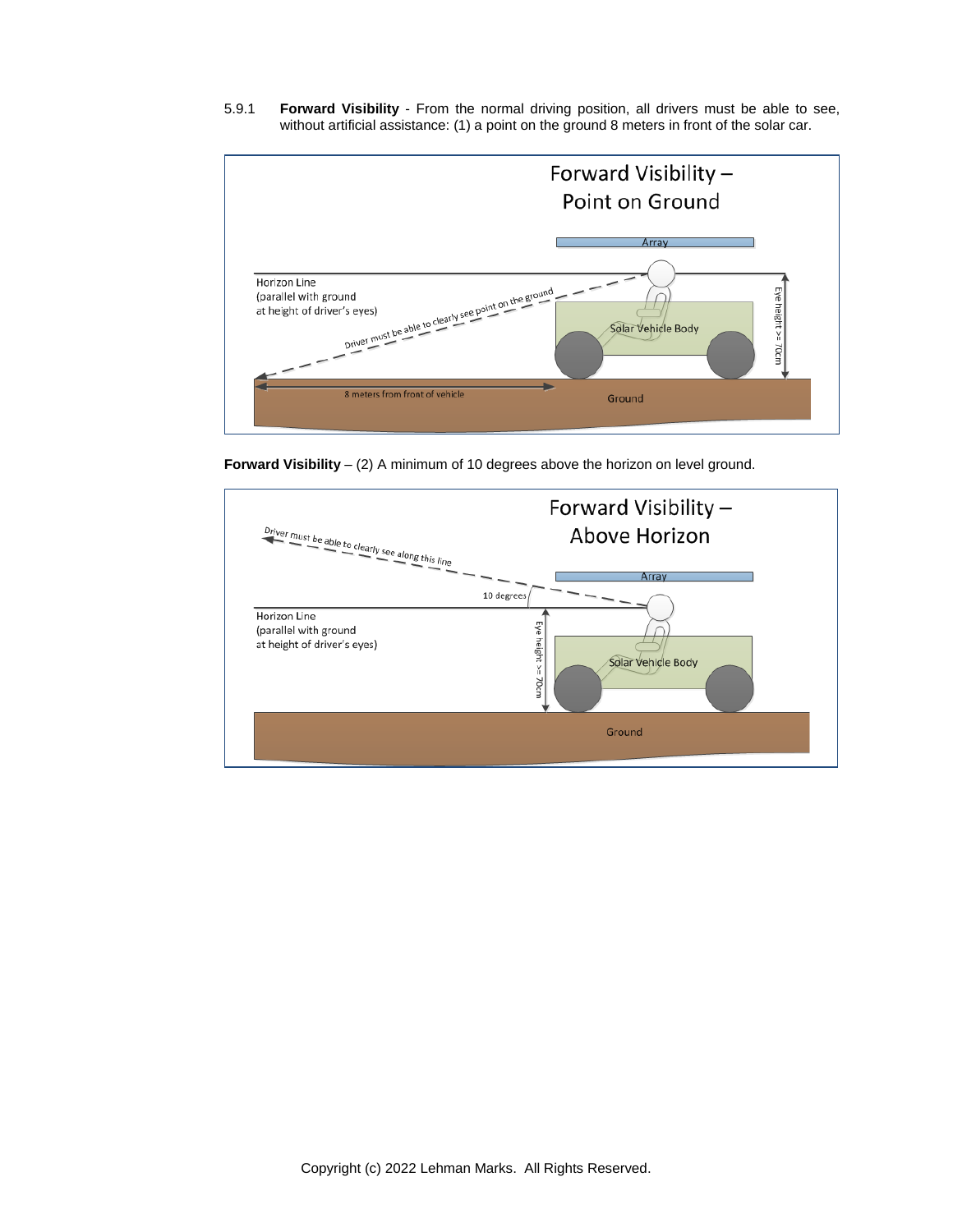5.9.1 **Forward Visibility** - From the normal driving position, all drivers must be able to see, without artificial assistance: (1) a point on the ground 8 meters in front of the solar car.

Forward Visibility – Point on Ground

Array

Horizon Line
(parallel with ground
at height of driver's eyes)

Driver must be able to clearly see point on the ground

Solar Vehicle Body

Eye height >= 70cm

8 meters from front of vehicle

Ground

**Forward Visibility** – (2) A minimum of 10 degrees above the horizon on level ground.

Forward Visibility – Above Horizon

Driver must be able to clearly see along this line

Array

10 degrees

Horizon Line
(parallel with ground
at height of driver's eyes)

Eye height >= 70cm

Solar Vehicle Body

Ground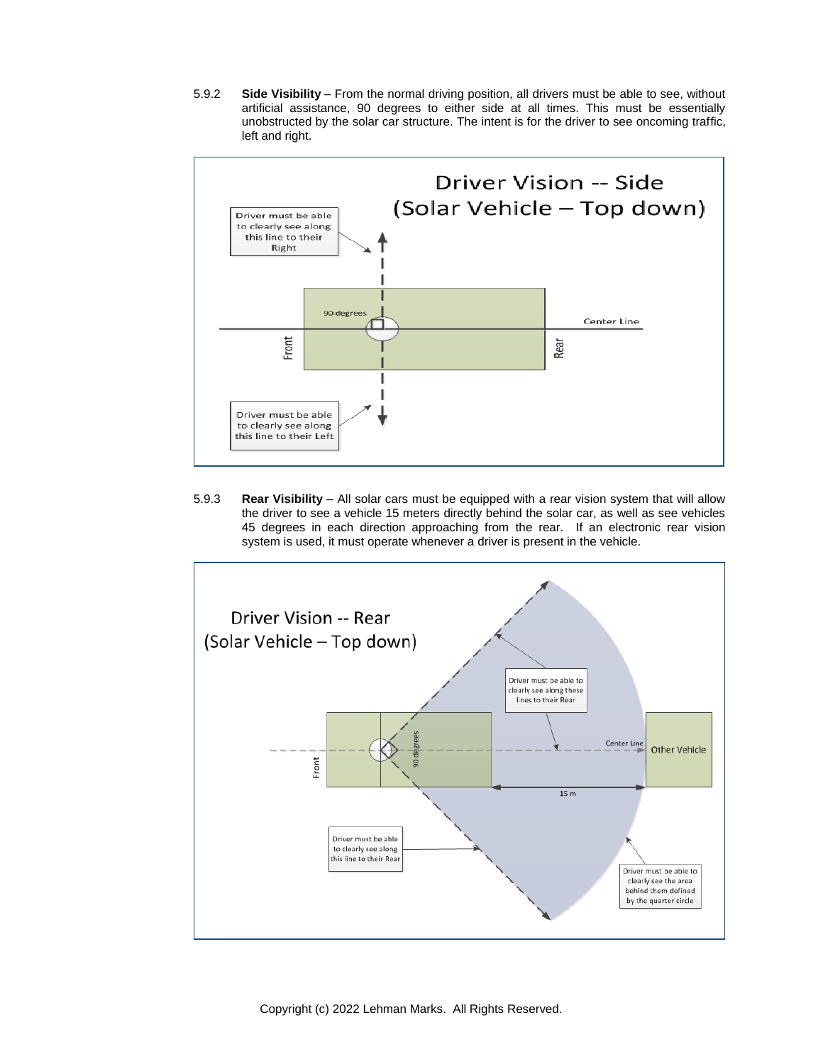5.9.2 **Side Visibility** – From the normal driving position, all drivers must be able to see, without artificial assistance, 90 degrees to either side at all times. This must be essentially unobstructed by the solar car structure. The intent is for the driver to see oncoming traffic, left and right.

Driver Vision -- Side
(Solar Vehicle – Top down)

Driver must be able to clearly see along this line to their Right

90 degrees

Center Line

Front

Rear

Driver must be able to clearly see along this line to their Left

5.9.3 **Rear Visibility** – All solar cars must be equipped with a rear vision system that will allow the driver to see a vehicle 15 meters directly behind the solar car, as well as see vehicles 45 degrees in each direction approaching from the rear. If an electronic rear vision system is used, it must operate whenever a driver is present in the vehicle.

Driver Vision -- Rear
(Solar Vehicle – Top down)

Driver must be able to clearly see along these lines to their Rear

90 degrees

Center Line

Other Vehicle

Front

15 m

Driver must be able to clearly see along this line to their Rear

Driver must be able to clearly see the area behind them defined by the quarter circle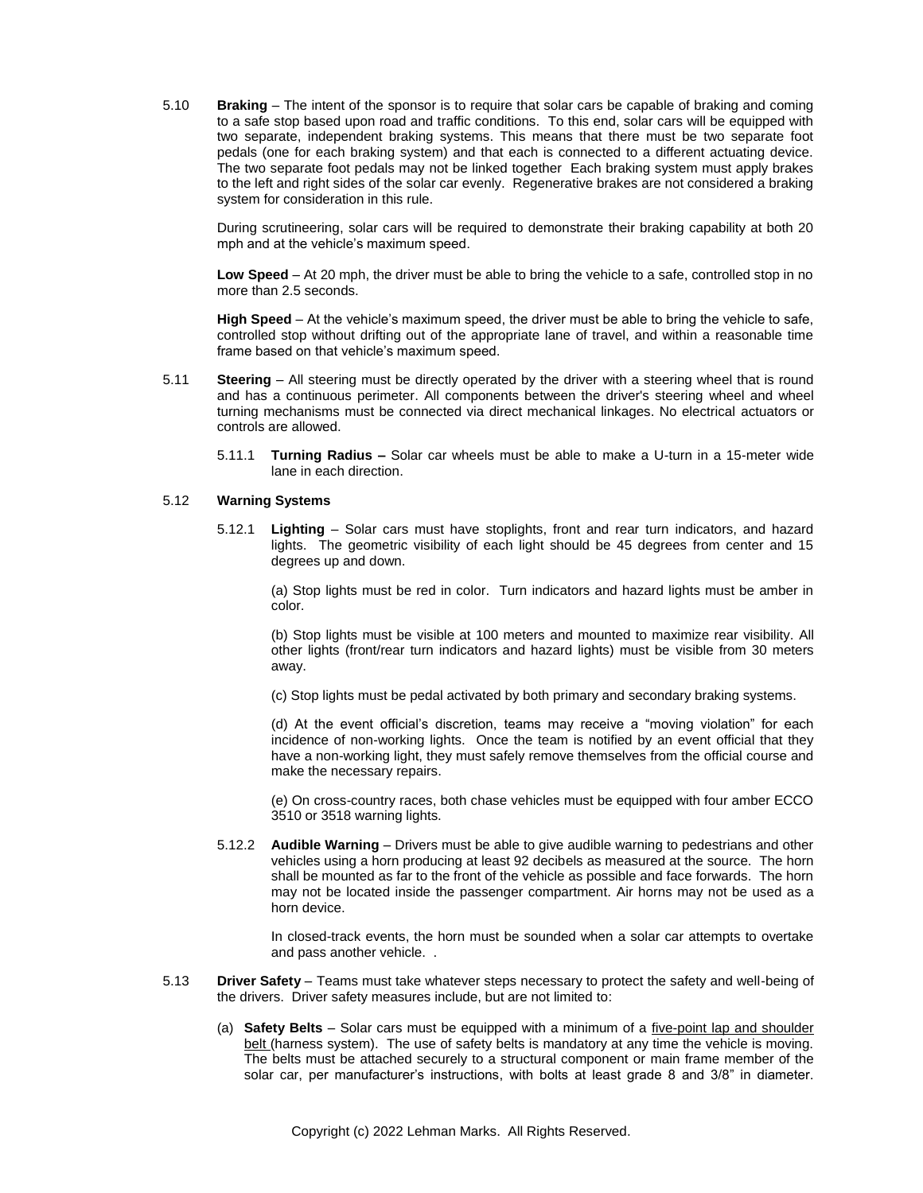5.10 **Braking** – The intent of the sponsor is to require that solar cars be capable of braking and coming to a safe stop based upon road and traffic conditions. To this end, solar cars will be equipped with two separate, independent braking systems. This means that there must be two separate foot pedals (one for each braking system) and that each is connected to a different actuating device. The two separate foot pedals may not be linked together Each braking system must apply brakes to the left and right sides of the solar car evenly. Regenerative brakes are not considered a braking system for consideration in this rule.

During scrutineering, solar cars will be required to demonstrate their braking capability at both 20 mph and at the vehicle's maximum speed.

**Low Speed** – At 20 mph, the driver must be able to bring the vehicle to a safe, controlled stop in no more than 2.5 seconds.

**High Speed** – At the vehicle's maximum speed, the driver must be able to bring the vehicle to safe, controlled stop without drifting out of the appropriate lane of travel, and within a reasonable time frame based on that vehicle's maximum speed.

5.11 **Steering** – All steering must be directly operated by the driver with a steering wheel that is round and has a continuous perimeter. All components between the driver's steering wheel and wheel turning mechanisms must be connected via direct mechanical linkages. No electrical actuators or controls are allowed.

5.11.1 **Turning Radius –** Solar car wheels must be able to make a U-turn in a 15-meter wide lane in each direction.

5.12 **Warning Systems**

5.12.1 **Lighting** – Solar cars must have stoplights, front and rear turn indicators, and hazard lights. The geometric visibility of each light should be 45 degrees from center and 15 degrees up and down.

(a) Stop lights must be red in color. Turn indicators and hazard lights must be amber in color.

(b) Stop lights must be visible at 100 meters and mounted to maximize rear visibility. All other lights (front/rear turn indicators and hazard lights) must be visible from 30 meters away.

(c) Stop lights must be pedal activated by both primary and secondary braking systems.

(d) At the event official's discretion, teams may receive a "moving violation" for each incidence of non-working lights. Once the team is notified by an event official that they have a non-working light, they must safely remove themselves from the official course and make the necessary repairs.

(e) On cross-country races, both chase vehicles must be equipped with four amber ECCO 3510 or 3518 warning lights.

5.12.2 **Audible Warning** – Drivers must be able to give audible warning to pedestrians and other vehicles using a horn producing at least 92 decibels as measured at the source. The horn shall be mounted as far to the front of the vehicle as possible and face forwards. The horn may not be located inside the passenger compartment. Air horns may not be used as a horn device.

In closed-track events, the horn must be sounded when a solar car attempts to overtake and pass another vehicle. .

5.13 **Driver Safety** – Teams must take whatever steps necessary to protect the safety and well-being of the drivers. Driver safety measures include, but are not limited to:

(a) **Safety Belts** – Solar cars must be equipped with a minimum of a five-point lap and shoulder belt (harness system). The use of safety belts is mandatory at any time the vehicle is moving. The belts must be attached securely to a structural component or main frame member of the solar car, per manufacturer's instructions, with bolts at least grade 8 and 3/8" in diameter.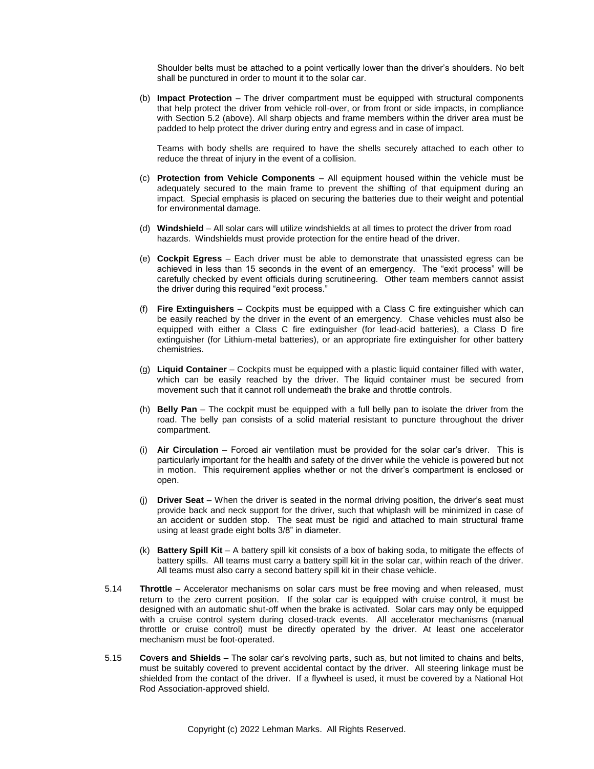Shoulder belts must be attached to a point vertically lower than the driver's shoulders. No belt shall be punctured in order to mount it to the solar car.

(b) **Impact Protection** – The driver compartment must be equipped with structural components that help protect the driver from vehicle roll-over, or from front or side impacts, in compliance with Section 5.2 (above). All sharp objects and frame members within the driver area must be padded to help protect the driver during entry and egress and in case of impact.

Teams with body shells are required to have the shells securely attached to each other to reduce the threat of injury in the event of a collision.

(c) **Protection from Vehicle Components** – All equipment housed within the vehicle must be adequately secured to the main frame to prevent the shifting of that equipment during an impact. Special emphasis is placed on securing the batteries due to their weight and potential for environmental damage.

(d) **Windshield** – All solar cars will utilize windshields at all times to protect the driver from road hazards. Windshields must provide protection for the entire head of the driver.

(e) **Cockpit Egress** – Each driver must be able to demonstrate that unassisted egress can be achieved in less than 15 seconds in the event of an emergency. The "exit process" will be carefully checked by event officials during scrutineering. Other team members cannot assist the driver during this required "exit process."

(f) **Fire Extinguishers** – Cockpits must be equipped with a Class C fire extinguisher which can be easily reached by the driver in the event of an emergency. Chase vehicles must also be equipped with either a Class C fire extinguisher (for lead-acid batteries), a Class D fire extinguisher (for Lithium-metal batteries), or an appropriate fire extinguisher for other battery chemistries.

(g) **Liquid Container** – Cockpits must be equipped with a plastic liquid container filled with water, which can be easily reached by the driver. The liquid container must be secured from movement such that it cannot roll underneath the brake and throttle controls.

(h) **Belly Pan** – The cockpit must be equipped with a full belly pan to isolate the driver from the road. The belly pan consists of a solid material resistant to puncture throughout the driver compartment.

(i) **Air Circulation** – Forced air ventilation must be provided for the solar car's driver. This is particularly important for the health and safety of the driver while the vehicle is powered but not in motion. This requirement applies whether or not the driver's compartment is enclosed or open.

(j) **Driver Seat** – When the driver is seated in the normal driving position, the driver's seat must provide back and neck support for the driver, such that whiplash will be minimized in case of an accident or sudden stop. The seat must be rigid and attached to main structural frame using at least grade eight bolts 3/8" in diameter.

(k) **Battery Spill Kit** – A battery spill kit consists of a box of baking soda, to mitigate the effects of battery spills. All teams must carry a battery spill kit in the solar car, within reach of the driver. All teams must also carry a second battery spill kit in their chase vehicle.

5.14 **Throttle** – Accelerator mechanisms on solar cars must be free moving and when released, must return to the zero current position. If the solar car is equipped with cruise control, it must be designed with an automatic shut-off when the brake is activated. Solar cars may only be equipped with a cruise control system during closed-track events. All accelerator mechanisms (manual throttle or cruise control) must be directly operated by the driver. At least one accelerator mechanism must be foot-operated.

5.15 **Covers and Shields** – The solar car's revolving parts, such as, but not limited to chains and belts, must be suitably covered to prevent accidental contact by the driver. All steering linkage must be shielded from the contact of the driver. If a flywheel is used, it must be covered by a National Hot Rod Association-approved shield.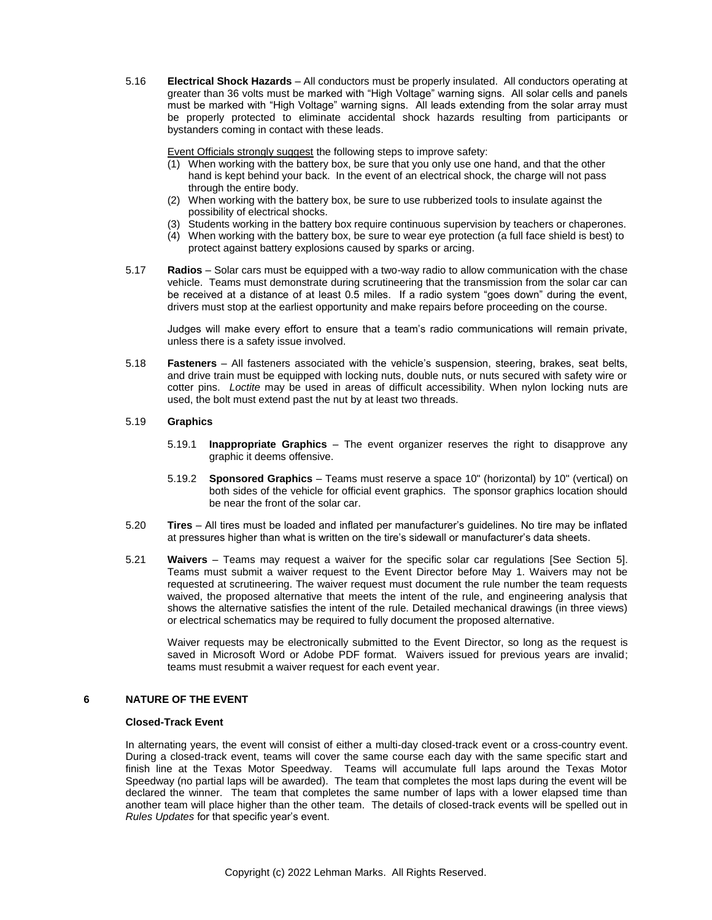5.16 **Electrical Shock Hazards** – All conductors must be properly insulated. All conductors operating at greater than 36 volts must be marked with "High Voltage" warning signs. All solar cells and panels must be marked with "High Voltage" warning signs. All leads extending from the solar array must be properly protected to eliminate accidental shock hazards resulting from participants or bystanders coming in contact with these leads.

<u>Event Officials strongly suggest</u> the following steps to improve safety:

(1) When working with the battery box, be sure that you only use one hand, and that the other hand is kept behind your back. In the event of an electrical shock, the charge will not pass through the entire body.
(2) When working with the battery box, be sure to use rubberized tools to insulate against the possibility of electrical shocks.
(3) Students working in the battery box require continuous supervision by teachers or chaperones.
(4) When working with the battery box, be sure to wear eye protection (a full face shield is best) to protect against battery explosions caused by sparks or arcing.

5.17 **Radios** – Solar cars must be equipped with a two-way radio to allow communication with the chase vehicle. Teams must demonstrate during scrutineering that the transmission from the solar car can be received at a distance of at least 0.5 miles. If a radio system "goes down" during the event, drivers must stop at the earliest opportunity and make repairs before proceeding on the course.

Judges will make every effort to ensure that a team's radio communications will remain private, unless there is a safety issue involved.

5.18 **Fasteners** – All fasteners associated with the vehicle's suspension, steering, brakes, seat belts, and drive train must be equipped with locking nuts, double nuts, or nuts secured with safety wire or cotter pins. *Loctite* may be used in areas of difficult accessibility. When nylon locking nuts are used, the bolt must extend past the nut by at least two threads.

5.19 **Graphics**

5.19.1 **Inappropriate Graphics** – The event organizer reserves the right to disapprove any graphic it deems offensive.

5.19.2 **Sponsored Graphics** – Teams must reserve a space 10" (horizontal) by 10" (vertical) on both sides of the vehicle for official event graphics. The sponsor graphics location should be near the front of the solar car.

5.20 **Tires** – All tires must be loaded and inflated per manufacturer's guidelines. No tire may be inflated at pressures higher than what is written on the tire's sidewall or manufacturer's data sheets.

5.21 **Waivers** – Teams may request a waiver for the specific solar car regulations [See Section 5]. Teams must submit a waiver request to the Event Director before May 1. Waivers may not be requested at scrutineering. The waiver request must document the rule number the team requests waived, the proposed alternative that meets the intent of the rule, and engineering analysis that shows the alternative satisfies the intent of the rule. Detailed mechanical drawings (in three views) or electrical schematics may be required to fully document the proposed alternative.

Waiver requests may be electronically submitted to the Event Director, so long as the request is saved in Microsoft Word or Adobe PDF format. Waivers issued for previous years are invalid; teams must resubmit a waiver request for each event year.

## 6 NATURE OF THE EVENT

**Closed-Track Event**

In alternating years, the event will consist of either a multi-day closed-track event or a cross-country event. During a closed-track event, teams will cover the same course each day with the same specific start and finish line at the Texas Motor Speedway. Teams will accumulate full laps around the Texas Motor Speedway (no partial laps will be awarded). The team that completes the most laps during the event will be declared the winner. The team that completes the same number of laps with a lower elapsed time than another team will place higher than the other team. The details of closed-track events will be spelled out in *Rules Updates* for that specific year's event.

Copyright (c) 2022 Lehman Marks. All Rights Reserved.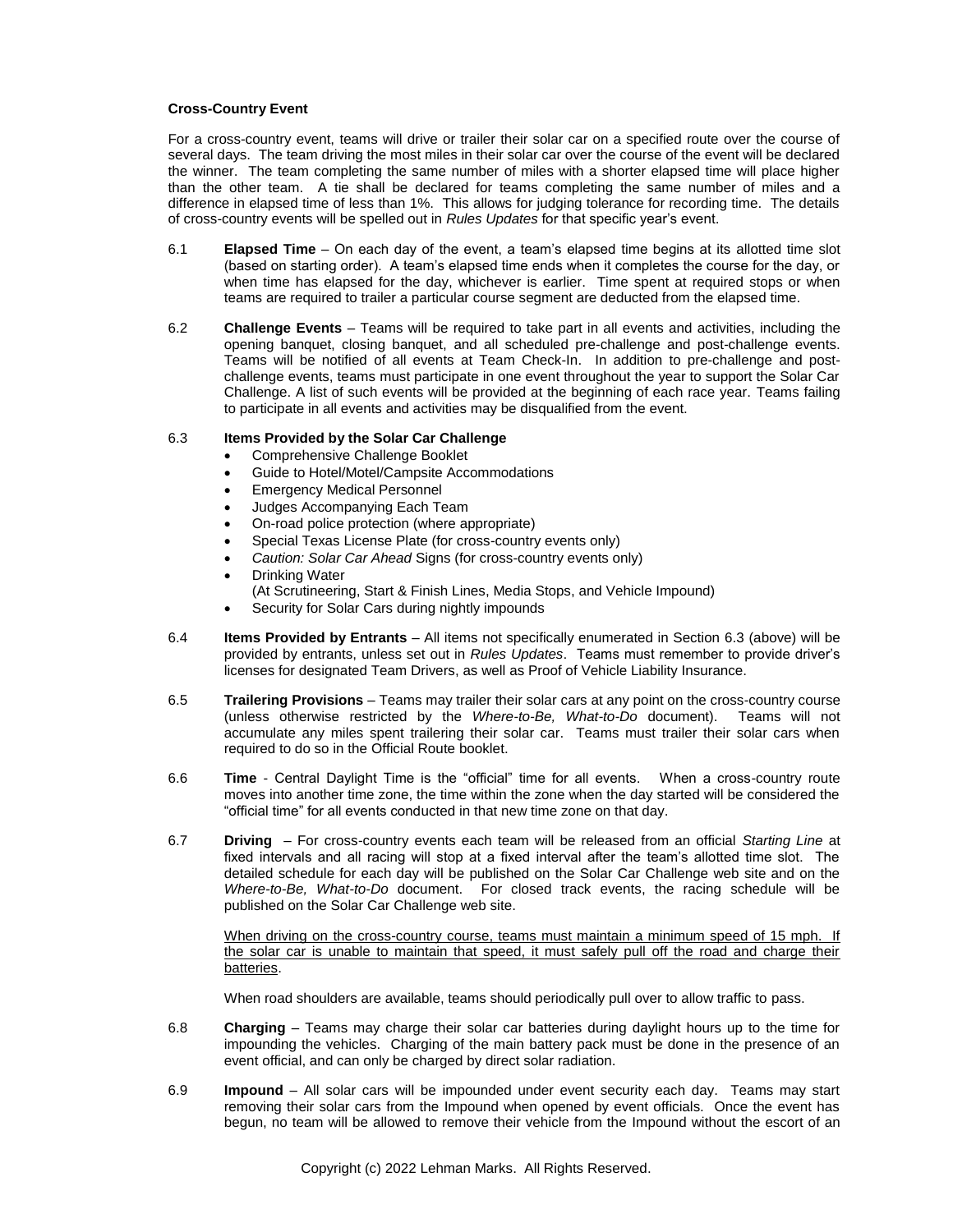**Cross-Country Event**

For a cross-country event, teams will drive or trailer their solar car on a specified route over the course of several days. The team driving the most miles in their solar car over the course of the event will be declared the winner. The team completing the same number of miles with a shorter elapsed time will place higher than the other team. A tie shall be declared for teams completing the same number of miles and a difference in elapsed time of less than 1%. This allows for judging tolerance for recording time. The details of cross-country events will be spelled out in *Rules Updates* for that specific year's event.

6.1 **Elapsed Time** – On each day of the event, a team's elapsed time begins at its allotted time slot (based on starting order). A team's elapsed time ends when it completes the course for the day, or when time has elapsed for the day, whichever is earlier. Time spent at required stops or when teams are required to trailer a particular course segment are deducted from the elapsed time.

6.2 **Challenge Events** – Teams will be required to take part in all events and activities, including the opening banquet, closing banquet, and all scheduled pre-challenge and post-challenge events. Teams will be notified of all events at Team Check-In. In addition to pre-challenge and post-challenge events, teams must participate in one event throughout the year to support the Solar Car Challenge. A list of such events will be provided at the beginning of each race year. Teams failing to participate in all events and activities may be disqualified from the event.

6.3 **Items Provided by the Solar Car Challenge**

- Comprehensive Challenge Booklet
- Guide to Hotel/Motel/Campsite Accommodations
- Emergency Medical Personnel
- Judges Accompanying Each Team
- On-road police protection (where appropriate)
- Special Texas License Plate (for cross-country events only)
- *Caution: Solar Car Ahead* Signs (for cross-country events only)
- Drinking Water
  (At Scrutineering, Start & Finish Lines, Media Stops, and Vehicle Impound)
- Security for Solar Cars during nightly impounds

6.4 **Items Provided by Entrants** – All items not specifically enumerated in Section 6.3 (above) will be provided by entrants, unless set out in *Rules Updates*. Teams must remember to provide driver's licenses for designated Team Drivers, as well as Proof of Vehicle Liability Insurance.

6.5 **Trailering Provisions** – Teams may trailer their solar cars at any point on the cross-country course (unless otherwise restricted by the *Where-to-Be, What-to-Do* document). Teams will not accumulate any miles spent trailering their solar car. Teams must trailer their solar cars when required to do so in the Official Route booklet.

6.6 **Time** - Central Daylight Time is the "official" time for all events. When a cross-country route moves into another time zone, the time within the zone when the day started will be considered the "official time" for all events conducted in that new time zone on that day.

6.7 **Driving** – For cross-country events each team will be released from an official *Starting Line* at fixed intervals and all racing will stop at a fixed interval after the team's allotted time slot. The detailed schedule for each day will be published on the Solar Car Challenge web site and on the *Where-to-Be, What-to-Do* document. For closed track events, the racing schedule will be published on the Solar Car Challenge web site.

<u>When driving on the cross-country course, teams must maintain a minimum speed of 15 mph. If the solar car is unable to maintain that speed, it must safely pull off the road and charge their batteries</u>.

When road shoulders are available, teams should periodically pull over to allow traffic to pass.

6.8 **Charging** – Teams may charge their solar car batteries during daylight hours up to the time for impounding the vehicles. Charging of the main battery pack must be done in the presence of an event official, and can only be charged by direct solar radiation.

6.9 **Impound** – All solar cars will be impounded under event security each day. Teams may start removing their solar cars from the Impound when opened by event officials. Once the event has begun, no team will be allowed to remove their vehicle from the Impound without the escort of an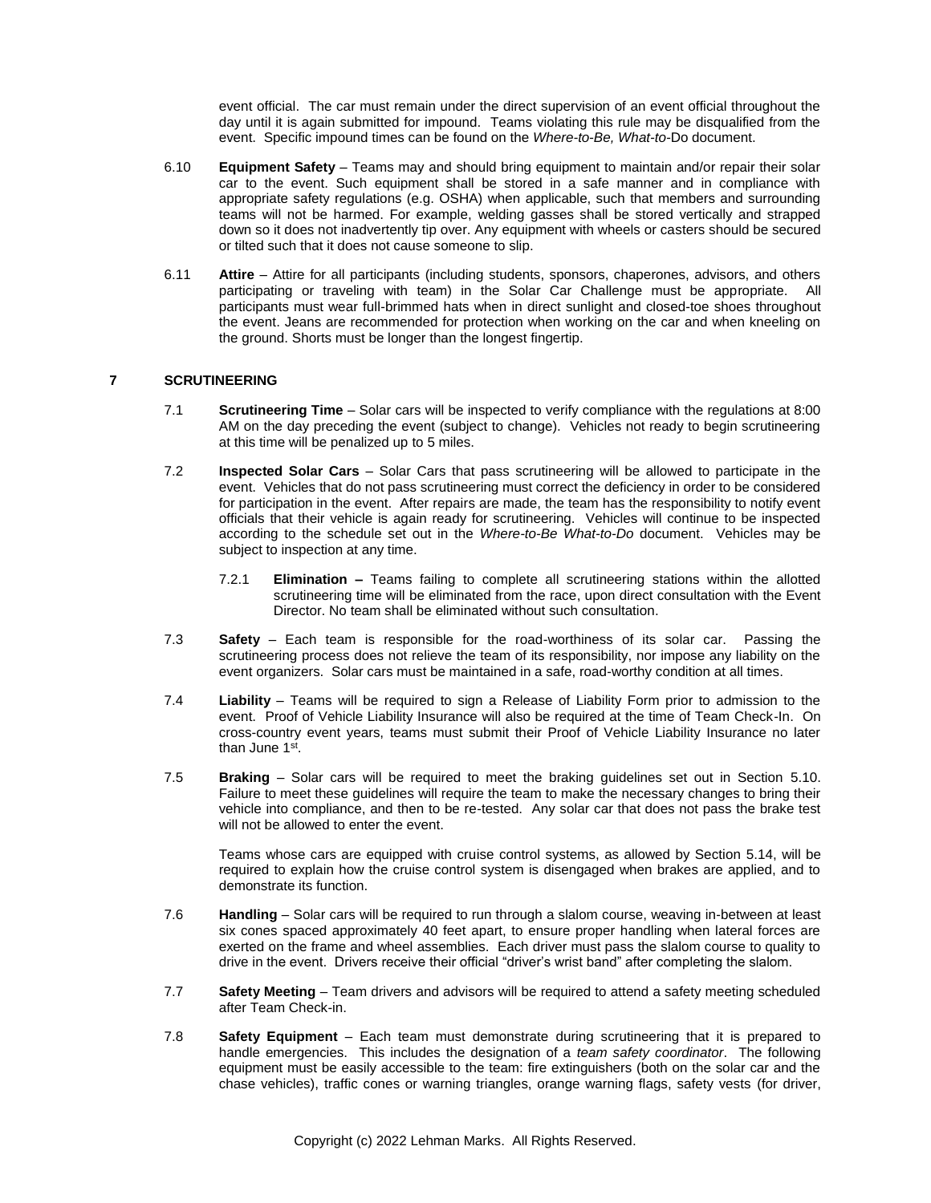event official. The car must remain under the direct supervision of an event official throughout the day until it is again submitted for impound. Teams violating this rule may be disqualified from the event. Specific impound times can be found on the *Where-to-Be, What-to-Do* document.

6.10 **Equipment Safety** – Teams may and should bring equipment to maintain and/or repair their solar car to the event. Such equipment shall be stored in a safe manner and in compliance with appropriate safety regulations (e.g. OSHA) when applicable, such that members and surrounding teams will not be harmed. For example, welding gasses shall be stored vertically and strapped down so it does not inadvertently tip over. Any equipment with wheels or casters should be secured or tilted such that it does not cause someone to slip.

6.11 **Attire** – Attire for all participants (including students, sponsors, chaperones, advisors, and others participating or traveling with team) in the Solar Car Challenge must be appropriate. All participants must wear full-brimmed hats when in direct sunlight and closed-toe shoes throughout the event. Jeans are recommended for protection when working on the car and when kneeling on the ground. Shorts must be longer than the longest fingertip.

## 7 SCRUTINEERING

7.1 **Scrutineering Time** – Solar cars will be inspected to verify compliance with the regulations at 8:00 AM on the day preceding the event (subject to change). Vehicles not ready to begin scrutineering at this time will be penalized up to 5 miles.

7.2 **Inspected Solar Cars** – Solar Cars that pass scrutineering will be allowed to participate in the event. Vehicles that do not pass scrutineering must correct the deficiency in order to be considered for participation in the event. After repairs are made, the team has the responsibility to notify event officials that their vehicle is again ready for scrutineering. Vehicles will continue to be inspected according to the schedule set out in the *Where-to-Be What-to-Do* document. Vehicles may be subject to inspection at any time.

7.2.1 **Elimination –** Teams failing to complete all scrutineering stations within the allotted scrutineering time will be eliminated from the race, upon direct consultation with the Event Director. No team shall be eliminated without such consultation.

7.3 **Safety** – Each team is responsible for the road-worthiness of its solar car. Passing the scrutineering process does not relieve the team of its responsibility, nor impose any liability on the event organizers. Solar cars must be maintained in a safe, road-worthy condition at all times.

7.4 **Liability** – Teams will be required to sign a Release of Liability Form prior to admission to the event. Proof of Vehicle Liability Insurance will also be required at the time of Team Check-In. On cross-country event years, teams must submit their Proof of Vehicle Liability Insurance no later than June 1st.

7.5 **Braking** – Solar cars will be required to meet the braking guidelines set out in Section 5.10. Failure to meet these guidelines will require the team to make the necessary changes to bring their vehicle into compliance, and then to be re-tested. Any solar car that does not pass the brake test will not be allowed to enter the event.

Teams whose cars are equipped with cruise control systems, as allowed by Section 5.14, will be required to explain how the cruise control system is disengaged when brakes are applied, and to demonstrate its function.

7.6 **Handling** – Solar cars will be required to run through a slalom course, weaving in-between at least six cones spaced approximately 40 feet apart, to ensure proper handling when lateral forces are exerted on the frame and wheel assemblies. Each driver must pass the slalom course to quality to drive in the event. Drivers receive their official "driver's wrist band" after completing the slalom.

7.7 **Safety Meeting** – Team drivers and advisors will be required to attend a safety meeting scheduled after Team Check-in.

7.8 **Safety Equipment** – Each team must demonstrate during scrutineering that it is prepared to handle emergencies. This includes the designation of a *team safety coordinator*. The following equipment must be easily accessible to the team: fire extinguishers (both on the solar car and the chase vehicles), traffic cones or warning triangles, orange warning flags, safety vests (for driver,

Copyright (c) 2022 Lehman Marks. All Rights Reserved.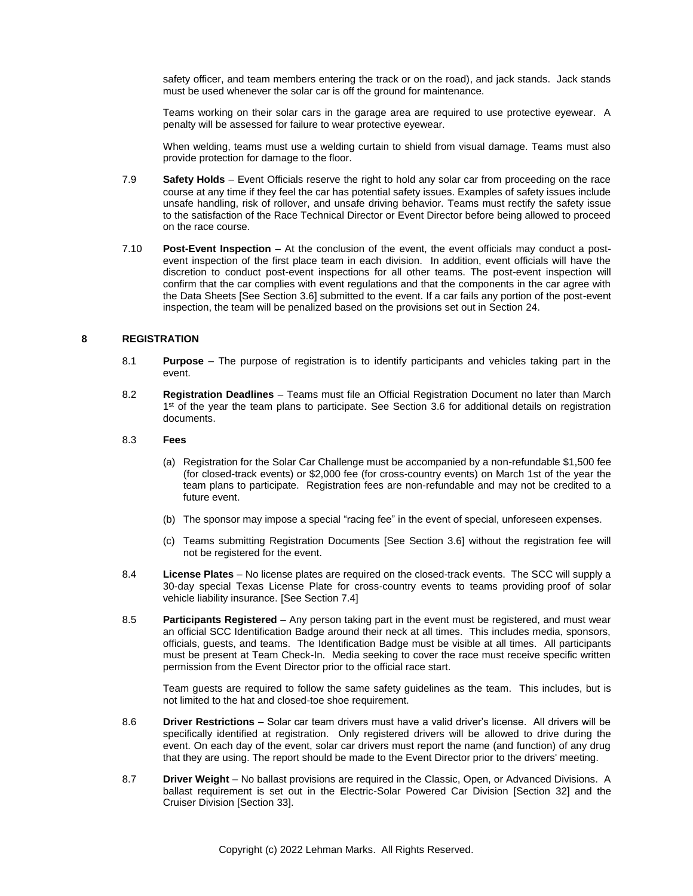safety officer, and team members entering the track or on the road), and jack stands. Jack stands must be used whenever the solar car is off the ground for maintenance.

Teams working on their solar cars in the garage area are required to use protective eyewear. A penalty will be assessed for failure to wear protective eyewear.

When welding, teams must use a welding curtain to shield from visual damage. Teams must also provide protection for damage to the floor.

7.9 **Safety Holds** – Event Officials reserve the right to hold any solar car from proceeding on the race course at any time if they feel the car has potential safety issues. Examples of safety issues include unsafe handling, risk of rollover, and unsafe driving behavior. Teams must rectify the safety issue to the satisfaction of the Race Technical Director or Event Director before being allowed to proceed on the race course.

7.10 **Post-Event Inspection** – At the conclusion of the event, the event officials may conduct a post-event inspection of the first place team in each division. In addition, event officials will have the discretion to conduct post-event inspections for all other teams. The post-event inspection will confirm that the car complies with event regulations and that the components in the car agree with the Data Sheets [See Section 3.6] submitted to the event. If a car fails any portion of the post-event inspection, the team will be penalized based on the provisions set out in Section 24.

## 8 REGISTRATION

8.1 **Purpose** – The purpose of registration is to identify participants and vehicles taking part in the event.

8.2 **Registration Deadlines** – Teams must file an Official Registration Document no later than March 1st of the year the team plans to participate. See Section 3.6 for additional details on registration documents.

8.3 **Fees**

(a) Registration for the Solar Car Challenge must be accompanied by a non-refundable $1,500 fee (for closed-track events) or $2,000 fee (for cross-country events) on March 1st of the year the team plans to participate. Registration fees are non-refundable and may not be credited to a future event.

(b) The sponsor may impose a special "racing fee" in the event of special, unforeseen expenses.

(c) Teams submitting Registration Documents [See Section 3.6] without the registration fee will not be registered for the event.

8.4 **License Plates** – No license plates are required on the closed-track events. The SCC will supply a 30-day special Texas License Plate for cross-country events to teams providing proof of solar vehicle liability insurance. [See Section 7.4]

8.5 **Participants Registered** – Any person taking part in the event must be registered, and must wear an official SCC Identification Badge around their neck at all times. This includes media, sponsors, officials, guests, and teams. The Identification Badge must be visible at all times. All participants must be present at Team Check-In. Media seeking to cover the race must receive specific written permission from the Event Director prior to the official race start.

Team guests are required to follow the same safety guidelines as the team. This includes, but is not limited to the hat and closed-toe shoe requirement.

8.6 **Driver Restrictions** – Solar car team drivers must have a valid driver's license. All drivers will be specifically identified at registration. Only registered drivers will be allowed to drive during the event. On each day of the event, solar car drivers must report the name (and function) of any drug that they are using. The report should be made to the Event Director prior to the drivers' meeting.

8.7 **Driver Weight** – No ballast provisions are required in the Classic, Open, or Advanced Divisions. A ballast requirement is set out in the Electric-Solar Powered Car Division [Section 32] and the Cruiser Division [Section 33].

Copyright (c) 2022 Lehman Marks. All Rights Reserved.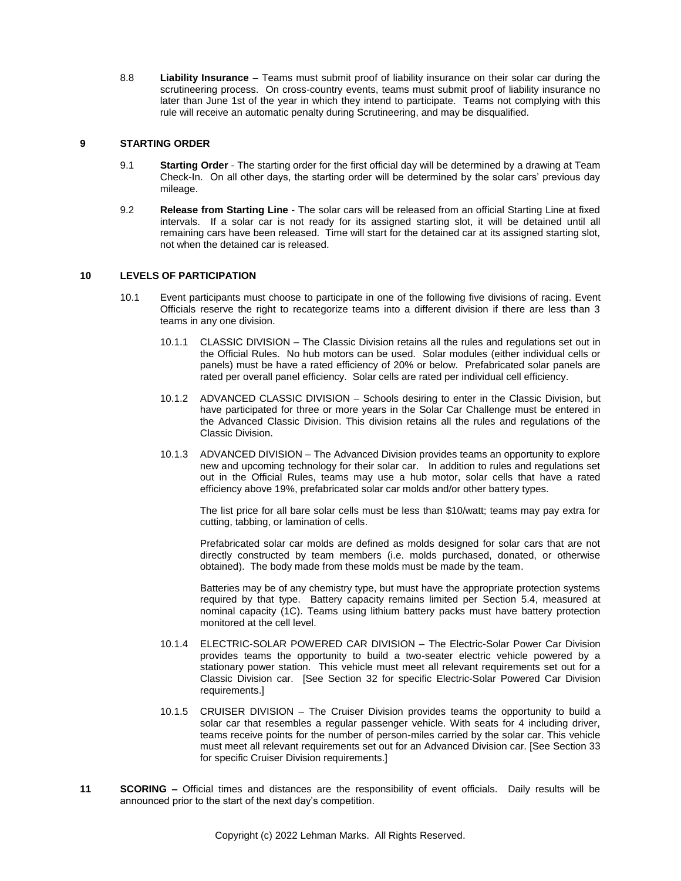8.8 **Liability Insurance** – Teams must submit proof of liability insurance on their solar car during the scrutineering process. On cross-country events, teams must submit proof of liability insurance no later than June 1st of the year in which they intend to participate. Teams not complying with this rule will receive an automatic penalty during Scrutineering, and may be disqualified.

## 9 STARTING ORDER

9.1 **Starting Order** - The starting order for the first official day will be determined by a drawing at Team Check-In. On all other days, the starting order will be determined by the solar cars' previous day mileage.

9.2 **Release from Starting Line** - The solar cars will be released from an official Starting Line at fixed intervals. If a solar car is not ready for its assigned starting slot, it will be detained until all remaining cars have been released. Time will start for the detained car at its assigned starting slot, not when the detained car is released.

## 10 LEVELS OF PARTICIPATION

10.1 Event participants must choose to participate in one of the following five divisions of racing. Event Officials reserve the right to recategorize teams into a different division if there are less than 3 teams in any one division.

10.1.1 CLASSIC DIVISION – The Classic Division retains all the rules and regulations set out in the Official Rules. No hub motors can be used. Solar modules (either individual cells or panels) must be have a rated efficiency of 20% or below. Prefabricated solar panels are rated per overall panel efficiency. Solar cells are rated per individual cell efficiency.

10.1.2 ADVANCED CLASSIC DIVISION – Schools desiring to enter in the Classic Division, but have participated for three or more years in the Solar Car Challenge must be entered in the Advanced Classic Division. This division retains all the rules and regulations of the Classic Division.

10.1.3 ADVANCED DIVISION – The Advanced Division provides teams an opportunity to explore new and upcoming technology for their solar car. In addition to rules and regulations set out in the Official Rules, teams may use a hub motor, solar cells that have a rated efficiency above 19%, prefabricated solar car molds and/or other battery types.

The list price for all bare solar cells must be less than $10/watt; teams may pay extra for cutting, tabbing, or lamination of cells.

Prefabricated solar car molds are defined as molds designed for solar cars that are not directly constructed by team members (i.e. molds purchased, donated, or otherwise obtained). The body made from these molds must be made by the team.

Batteries may be of any chemistry type, but must have the appropriate protection systems required by that type. Battery capacity remains limited per Section 5.4, measured at nominal capacity (1C). Teams using lithium battery packs must have battery protection monitored at the cell level.

10.1.4 ELECTRIC-SOLAR POWERED CAR DIVISION – The Electric-Solar Power Car Division provides teams the opportunity to build a two-seater electric vehicle powered by a stationary power station. This vehicle must meet all relevant requirements set out for a Classic Division car. [See Section 32 for specific Electric-Solar Powered Car Division requirements.]

10.1.5 CRUISER DIVISION – The Cruiser Division provides teams the opportunity to build a solar car that resembles a regular passenger vehicle. With seats for 4 including driver, teams receive points for the number of person-miles carried by the solar car. This vehicle must meet all relevant requirements set out for an Advanced Division car. [See Section 33 for specific Cruiser Division requirements.]

## 11 SCORING

**SCORING –** Official times and distances are the responsibility of event officials. Daily results will be announced prior to the start of the next day's competition.

Copyright (c) 2022 Lehman Marks. All Rights Reserved.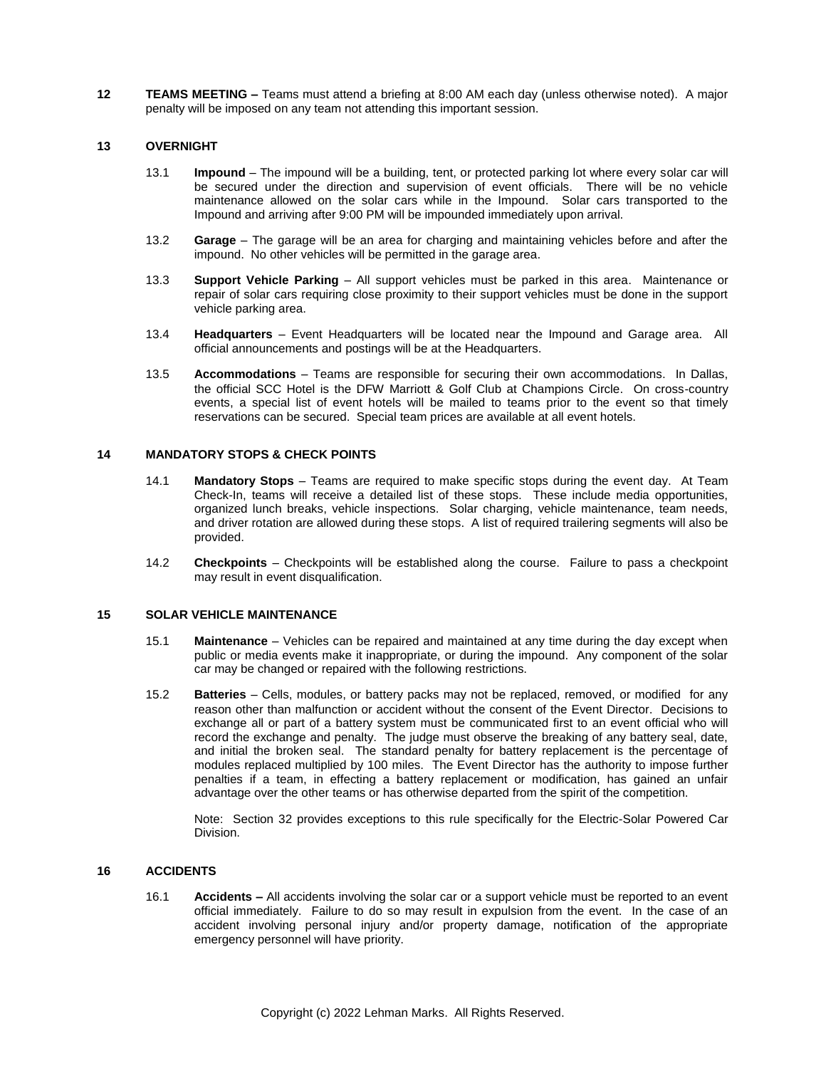**12 TEAMS MEETING –** Teams must attend a briefing at 8:00 AM each day (unless otherwise noted). A major penalty will be imposed on any team not attending this important session.

## 13 OVERNIGHT

13.1 **Impound** – The impound will be a building, tent, or protected parking lot where every solar car will be secured under the direction and supervision of event officials. There will be no vehicle maintenance allowed on the solar cars while in the Impound. Solar cars transported to the Impound and arriving after 9:00 PM will be impounded immediately upon arrival.

13.2 **Garage** – The garage will be an area for charging and maintaining vehicles before and after the impound. No other vehicles will be permitted in the garage area.

13.3 **Support Vehicle Parking** – All support vehicles must be parked in this area. Maintenance or repair of solar cars requiring close proximity to their support vehicles must be done in the support vehicle parking area.

13.4 **Headquarters** – Event Headquarters will be located near the Impound and Garage area. All official announcements and postings will be at the Headquarters.

13.5 **Accommodations** – Teams are responsible for securing their own accommodations. In Dallas, the official SCC Hotel is the DFW Marriott & Golf Club at Champions Circle. On cross-country events, a special list of event hotels will be mailed to teams prior to the event so that timely reservations can be secured. Special team prices are available at all event hotels.

## 14 MANDATORY STOPS & CHECK POINTS

14.1 **Mandatory Stops** – Teams are required to make specific stops during the event day. At Team Check-In, teams will receive a detailed list of these stops. These include media opportunities, organized lunch breaks, vehicle inspections. Solar charging, vehicle maintenance, team needs, and driver rotation are allowed during these stops. A list of required trailering segments will also be provided.

14.2 **Checkpoints** – Checkpoints will be established along the course. Failure to pass a checkpoint may result in event disqualification.

## 15 SOLAR VEHICLE MAINTENANCE

15.1 **Maintenance** – Vehicles can be repaired and maintained at any time during the day except when public or media events make it inappropriate, or during the impound. Any component of the solar car may be changed or repaired with the following restrictions.

15.2 **Batteries** – Cells, modules, or battery packs may not be replaced, removed, or modified for any reason other than malfunction or accident without the consent of the Event Director. Decisions to exchange all or part of a battery system must be communicated first to an event official who will record the exchange and penalty. The judge must observe the breaking of any battery seal, date, and initial the broken seal. The standard penalty for battery replacement is the percentage of modules replaced multiplied by 100 miles. The Event Director has the authority to impose further penalties if a team, in effecting a battery replacement or modification, has gained an unfair advantage over the other teams or has otherwise departed from the spirit of the competition.

Note: Section 32 provides exceptions to this rule specifically for the Electric-Solar Powered Car Division.

## 16 ACCIDENTS

16.1 **Accidents –** All accidents involving the solar car or a support vehicle must be reported to an event official immediately. Failure to do so may result in expulsion from the event. In the case of an accident involving personal injury and/or property damage, notification of the appropriate emergency personnel will have priority.

Copyright (c) 2022 Lehman Marks. All Rights Reserved.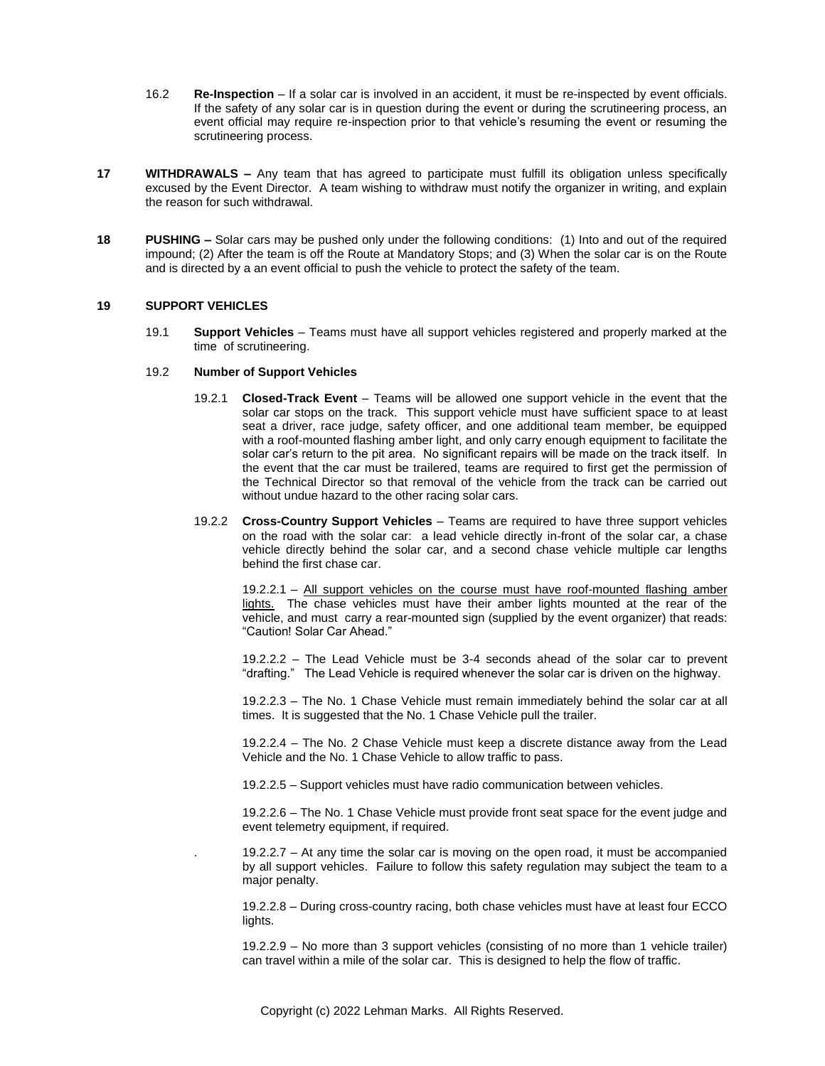16.2 **Re-Inspection** – If a solar car is involved in an accident, it must be re-inspected by event officials. If the safety of any solar car is in question during the event or during the scrutineering process, an event official may require re-inspection prior to that vehicle's resuming the event or resuming the scrutineering process.

**17 WITHDRAWALS –** Any team that has agreed to participate must fulfill its obligation unless specifically excused by the Event Director. A team wishing to withdraw must notify the organizer in writing, and explain the reason for such withdrawal.

**18 PUSHING –** Solar cars may be pushed only under the following conditions: (1) Into and out of the required impound; (2) After the team is off the Route at Mandatory Stops; and (3) When the solar car is on the Route and is directed by a an event official to push the vehicle to protect the safety of the team.

## 19 SUPPORT VEHICLES

19.1 **Support Vehicles** – Teams must have all support vehicles registered and properly marked at the time of scrutineering.

19.2 **Number of Support Vehicles**

19.2.1 **Closed-Track Event** – Teams will be allowed one support vehicle in the event that the solar car stops on the track. This support vehicle must have sufficient space to at least seat a driver, race judge, safety officer, and one additional team member, be equipped with a roof-mounted flashing amber light, and only carry enough equipment to facilitate the solar car's return to the pit area. No significant repairs will be made on the track itself. In the event that the car must be trailered, teams are required to first get the permission of the Technical Director so that removal of the vehicle from the track can be carried out without undue hazard to the other racing solar cars.

19.2.2 **Cross-Country Support Vehicles** – Teams are required to have three support vehicles on the road with the solar car: a lead vehicle directly in-front of the solar car, a chase vehicle directly behind the solar car, and a second chase vehicle multiple car lengths behind the first chase car.

19.2.2.1 – <u>All support vehicles on the course must have roof-mounted flashing amber lights.</u> The chase vehicles must have their amber lights mounted at the rear of the vehicle, and must carry a rear-mounted sign (supplied by the event organizer) that reads: "Caution! Solar Car Ahead."

19.2.2.2 – The Lead Vehicle must be 3-4 seconds ahead of the solar car to prevent "drafting." The Lead Vehicle is required whenever the solar car is driven on the highway.

19.2.2.3 – The No. 1 Chase Vehicle must remain immediately behind the solar car at all times. It is suggested that the No. 1 Chase Vehicle pull the trailer.

19.2.2.4 – The No. 2 Chase Vehicle must keep a discrete distance away from the Lead Vehicle and the No. 1 Chase Vehicle to allow traffic to pass.

19.2.2.5 – Support vehicles must have radio communication between vehicles.

19.2.2.6 – The No. 1 Chase Vehicle must provide front seat space for the event judge and event telemetry equipment, if required.

19.2.2.7 – At any time the solar car is moving on the open road, it must be accompanied by all support vehicles. Failure to follow this safety regulation may subject the team to a major penalty.

19.2.2.8 – During cross-country racing, both chase vehicles must have at least four ECCO lights.

19.2.2.9 – No more than 3 support vehicles (consisting of no more than 1 vehicle trailer) can travel within a mile of the solar car. This is designed to help the flow of traffic.

Copyright (c) 2022 Lehman Marks. All Rights Reserved.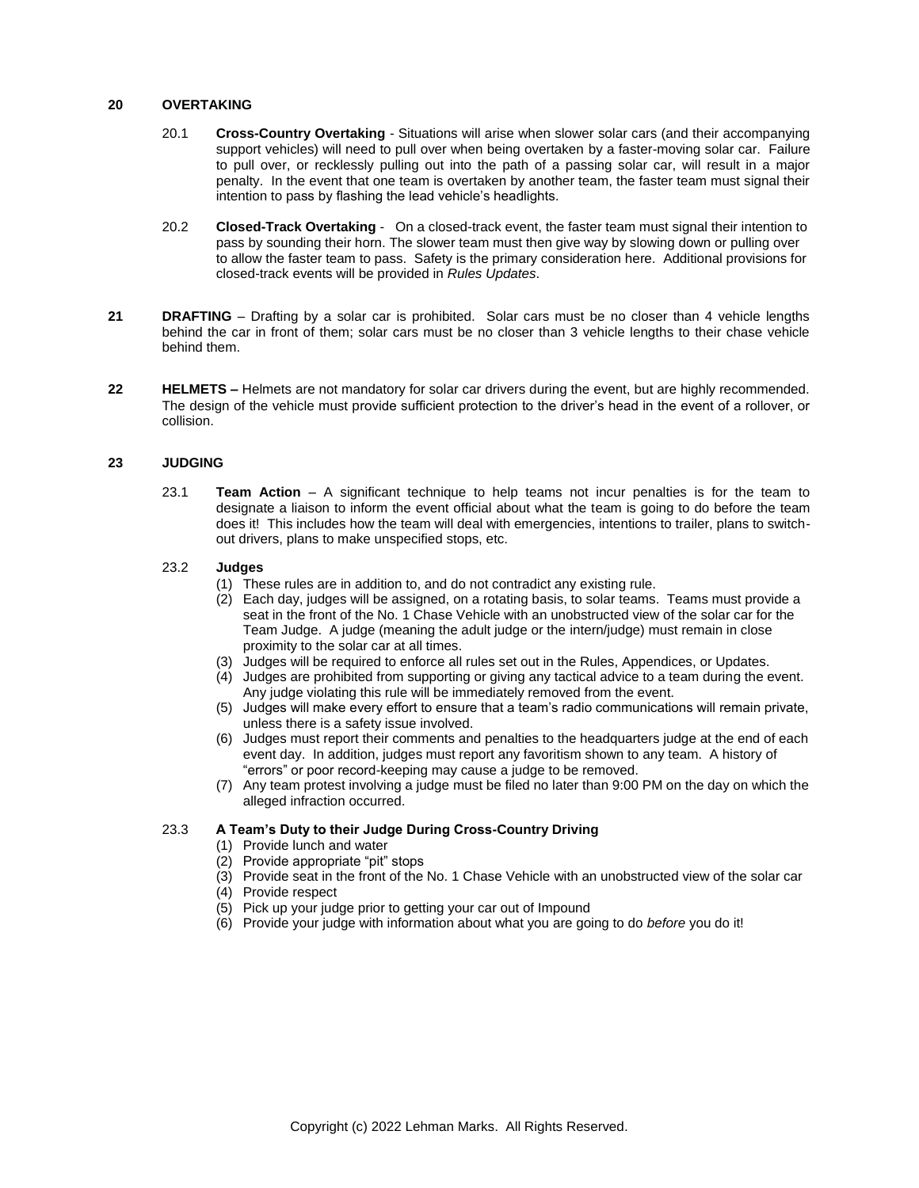## 20 OVERTAKING

20.1 **Cross-Country Overtaking** - Situations will arise when slower solar cars (and their accompanying support vehicles) will need to pull over when being overtaken by a faster-moving solar car. Failure to pull over, or recklessly pulling out into the path of a passing solar car, will result in a major penalty. In the event that one team is overtaken by another team, the faster team must signal their intention to pass by flashing the lead vehicle's headlights.

20.2 **Closed-Track Overtaking** - On a closed-track event, the faster team must signal their intention to pass by sounding their horn. The slower team must then give way by slowing down or pulling over to allow the faster team to pass. Safety is the primary consideration here. Additional provisions for closed-track events will be provided in *Rules Updates*.

## 21 DRAFTING

**DRAFTING** – Drafting by a solar car is prohibited. Solar cars must be no closer than 4 vehicle lengths behind the car in front of them; solar cars must be no closer than 3 vehicle lengths to their chase vehicle behind them.

## 22 HELMETS

**HELMETS –** Helmets are not mandatory for solar car drivers during the event, but are highly recommended. The design of the vehicle must provide sufficient protection to the driver's head in the event of a rollover, or collision.

## 23 JUDGING

23.1 **Team Action** – A significant technique to help teams not incur penalties is for the team to designate a liaison to inform the event official about what the team is going to do before the team does it! This includes how the team will deal with emergencies, intentions to trailer, plans to switch-out drivers, plans to make unspecified stops, etc.

23.2 **Judges**

(1) These rules are in addition to, and do not contradict any existing rule.
(2) Each day, judges will be assigned, on a rotating basis, to solar teams. Teams must provide a seat in the front of the No. 1 Chase Vehicle with an unobstructed view of the solar car for the Team Judge. A judge (meaning the adult judge or the intern/judge) must remain in close proximity to the solar car at all times.
(3) Judges will be required to enforce all rules set out in the Rules, Appendices, or Updates.
(4) Judges are prohibited from supporting or giving any tactical advice to a team during the event. Any judge violating this rule will be immediately removed from the event.
(5) Judges will make every effort to ensure that a team's radio communications will remain private, unless there is a safety issue involved.
(6) Judges must report their comments and penalties to the headquarters judge at the end of each event day. In addition, judges must report any favoritism shown to any team. A history of "errors" or poor record-keeping may cause a judge to be removed.
(7) Any team protest involving a judge must be filed no later than 9:00 PM on the day on which the alleged infraction occurred.

23.3 **A Team's Duty to their Judge During Cross-Country Driving**

(1) Provide lunch and water
(2) Provide appropriate "pit" stops
(3) Provide seat in the front of the No. 1 Chase Vehicle with an unobstructed view of the solar car
(4) Provide respect
(5) Pick up your judge prior to getting your car out of Impound
(6) Provide your judge with information about what you are going to do *before* you do it!

Copyright (c) 2022 Lehman Marks. All Rights Reserved.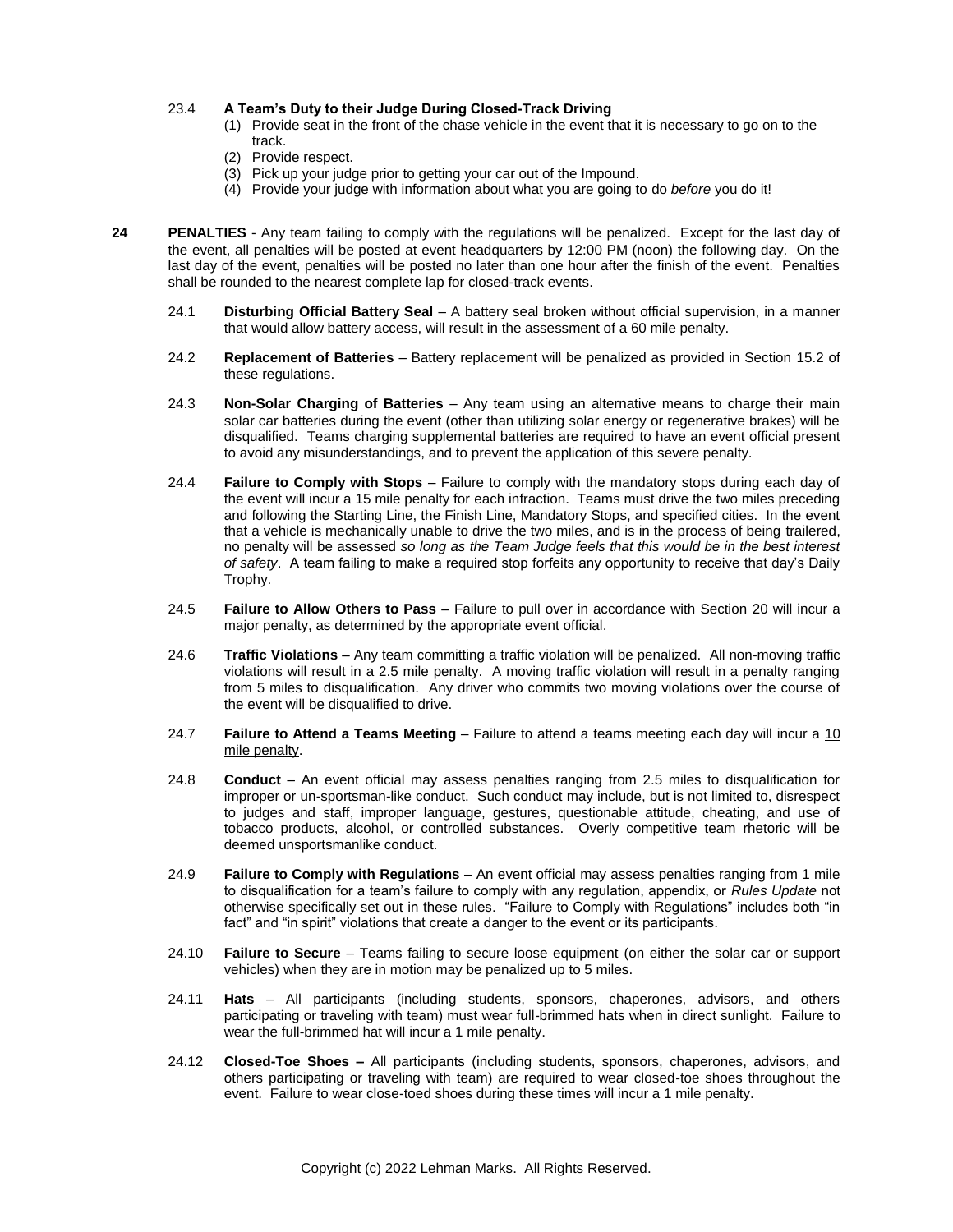### 23.4 **A Team's Duty to their Judge During Closed-Track Driving**

(1) Provide seat in the front of the chase vehicle in the event that it is necessary to go on to the track.
(2) Provide respect.
(3) Pick up your judge prior to getting your car out of the Impound.
(4) Provide your judge with information about what you are going to do *before* you do it!

## 24 PENALTIES

**PENALTIES** - Any team failing to comply with the regulations will be penalized. Except for the last day of the event, all penalties will be posted at event headquarters by 12:00 PM (noon) the following day. On the last day of the event, penalties will be posted no later than one hour after the finish of the event. Penalties shall be rounded to the nearest complete lap for closed-track events.

24.1 **Disturbing Official Battery Seal** – A battery seal broken without official supervision, in a manner that would allow battery access, will result in the assessment of a 60 mile penalty.

24.2 **Replacement of Batteries** – Battery replacement will be penalized as provided in Section 15.2 of these regulations.

24.3 **Non-Solar Charging of Batteries** – Any team using an alternative means to charge their main solar car batteries during the event (other than utilizing solar energy or regenerative brakes) will be disqualified. Teams charging supplemental batteries are required to have an event official present to avoid any misunderstandings, and to prevent the application of this severe penalty.

24.4 **Failure to Comply with Stops** – Failure to comply with the mandatory stops during each day of the event will incur a 15 mile penalty for each infraction. Teams must drive the two miles preceding and following the Starting Line, the Finish Line, Mandatory Stops, and specified cities. In the event that a vehicle is mechanically unable to drive the two miles, and is in the process of being trailered, no penalty will be assessed *so long as the Team Judge feels that this would be in the best interest of safety*. A team failing to make a required stop forfeits any opportunity to receive that day's Daily Trophy.

24.5 **Failure to Allow Others to Pass** – Failure to pull over in accordance with Section 20 will incur a major penalty, as determined by the appropriate event official.

24.6 **Traffic Violations** – Any team committing a traffic violation will be penalized. All non-moving traffic violations will result in a 2.5 mile penalty. A moving traffic violation will result in a penalty ranging from 5 miles to disqualification. Any driver who commits two moving violations over the course of the event will be disqualified to drive.

24.7 **Failure to Attend a Teams Meeting** – Failure to attend a teams meeting each day will incur a <u>10 mile penalty</u>.

24.8 **Conduct** – An event official may assess penalties ranging from 2.5 miles to disqualification for improper or un-sportsman-like conduct. Such conduct may include, but is not limited to, disrespect to judges and staff, improper language, gestures, questionable attitude, cheating, and use of tobacco products, alcohol, or controlled substances. Overly competitive team rhetoric will be deemed unsportsmanlike conduct.

24.9 **Failure to Comply with Regulations** – An event official may assess penalties ranging from 1 mile to disqualification for a team's failure to comply with any regulation, appendix, or *Rules Update* not otherwise specifically set out in these rules. "Failure to Comply with Regulations" includes both "in fact" and "in spirit" violations that create a danger to the event or its participants.

24.10 **Failure to Secure** – Teams failing to secure loose equipment (on either the solar car or support vehicles) when they are in motion may be penalized up to 5 miles.

24.11 **Hats** – All participants (including students, sponsors, chaperones, advisors, and others participating or traveling with team) must wear full-brimmed hats when in direct sunlight. Failure to wear the full-brimmed hat will incur a 1 mile penalty.

24.12 **Closed-Toe Shoes –** All participants (including students, sponsors, chaperones, advisors, and others participating or traveling with team) are required to wear closed-toe shoes throughout the event. Failure to wear close-toed shoes during these times will incur a 1 mile penalty.

Copyright (c) 2022 Lehman Marks. All Rights Reserved.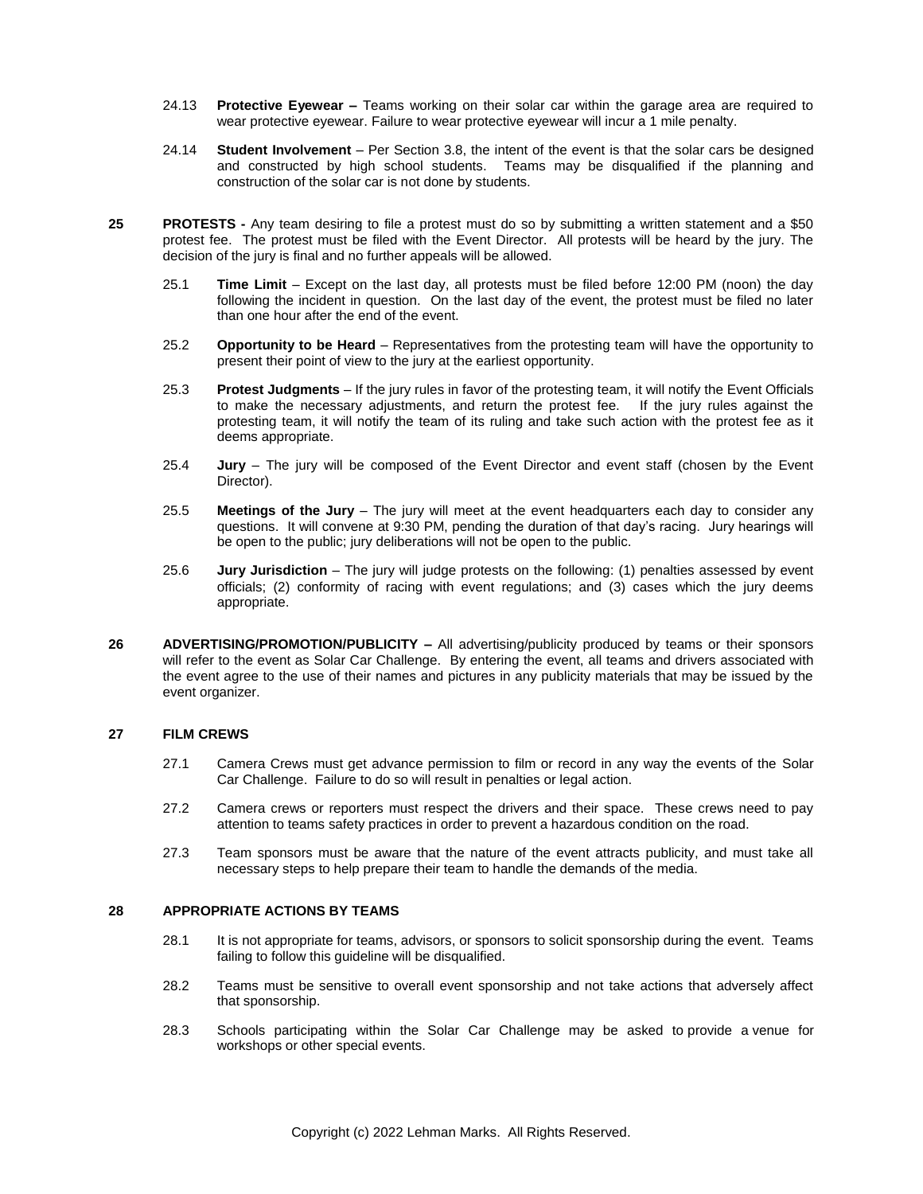24.13 **Protective Eyewear –** Teams working on their solar car within the garage area are required to wear protective eyewear. Failure to wear protective eyewear will incur a 1 mile penalty.

24.14 **Student Involvement** – Per Section 3.8, the intent of the event is that the solar cars be designed and constructed by high school students. Teams may be disqualified if the planning and construction of the solar car is not done by students.

**25 PROTESTS -** Any team desiring to file a protest must do so by submitting a written statement and a $50 protest fee. The protest must be filed with the Event Director. All protests will be heard by the jury. The decision of the jury is final and no further appeals will be allowed.

25.1 **Time Limit** – Except on the last day, all protests must be filed before 12:00 PM (noon) the day following the incident in question. On the last day of the event, the protest must be filed no later than one hour after the end of the event.

25.2 **Opportunity to be Heard** – Representatives from the protesting team will have the opportunity to present their point of view to the jury at the earliest opportunity.

25.3 **Protest Judgments** – If the jury rules in favor of the protesting team, it will notify the Event Officials to make the necessary adjustments, and return the protest fee. If the jury rules against the protesting team, it will notify the team of its ruling and take such action with the protest fee as it deems appropriate.

25.4 **Jury** – The jury will be composed of the Event Director and event staff (chosen by the Event Director).

25.5 **Meetings of the Jury** – The jury will meet at the event headquarters each day to consider any questions. It will convene at 9:30 PM, pending the duration of that day's racing. Jury hearings will be open to the public; jury deliberations will not be open to the public.

25.6 **Jury Jurisdiction** – The jury will judge protests on the following: (1) penalties assessed by event officials; (2) conformity of racing with event regulations; and (3) cases which the jury deems appropriate.

**26 ADVERTISING/PROMOTION/PUBLICITY –** All advertising/publicity produced by teams or their sponsors will refer to the event as Solar Car Challenge. By entering the event, all teams and drivers associated with the event agree to the use of their names and pictures in any publicity materials that may be issued by the event organizer.

## 27 FILM CREWS

27.1 Camera Crews must get advance permission to film or record in any way the events of the Solar Car Challenge. Failure to do so will result in penalties or legal action.

27.2 Camera crews or reporters must respect the drivers and their space. These crews need to pay attention to teams safety practices in order to prevent a hazardous condition on the road.

27.3 Team sponsors must be aware that the nature of the event attracts publicity, and must take all necessary steps to help prepare their team to handle the demands of the media.

## 28 APPROPRIATE ACTIONS BY TEAMS

28.1 It is not appropriate for teams, advisors, or sponsors to solicit sponsorship during the event. Teams failing to follow this guideline will be disqualified.

28.2 Teams must be sensitive to overall event sponsorship and not take actions that adversely affect that sponsorship.

28.3 Schools participating within the Solar Car Challenge may be asked to provide a venue for workshops or other special events.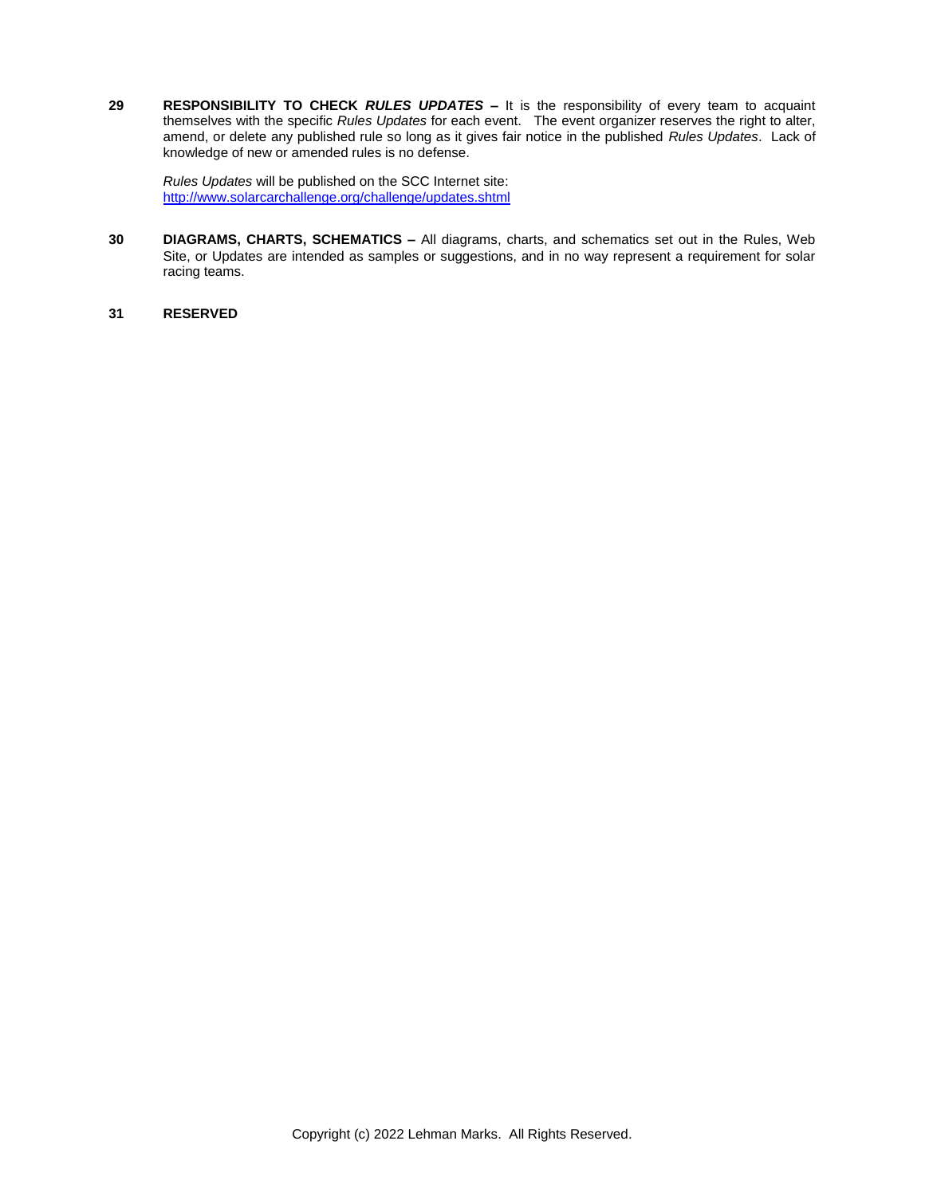**29** **RESPONSIBILITY TO CHECK *RULES UPDATES* –** It is the responsibility of every team to acquaint themselves with the specific *Rules Updates* for each event. The event organizer reserves the right to alter, amend, or delete any published rule so long as it gives fair notice in the published *Rules Updates*. Lack of knowledge of new or amended rules is no defense.

*Rules Updates* will be published on the SCC Internet site:
http://www.solarcarchallenge.org/challenge/updates.shtml

**30** **DIAGRAMS, CHARTS, SCHEMATICS –** All diagrams, charts, and schematics set out in the Rules, Web Site, or Updates are intended as samples or suggestions, and in no way represent a requirement for solar racing teams.

**31** **RESERVED**

Copyright (c) 2022 Lehman Marks. All Rights Reserved.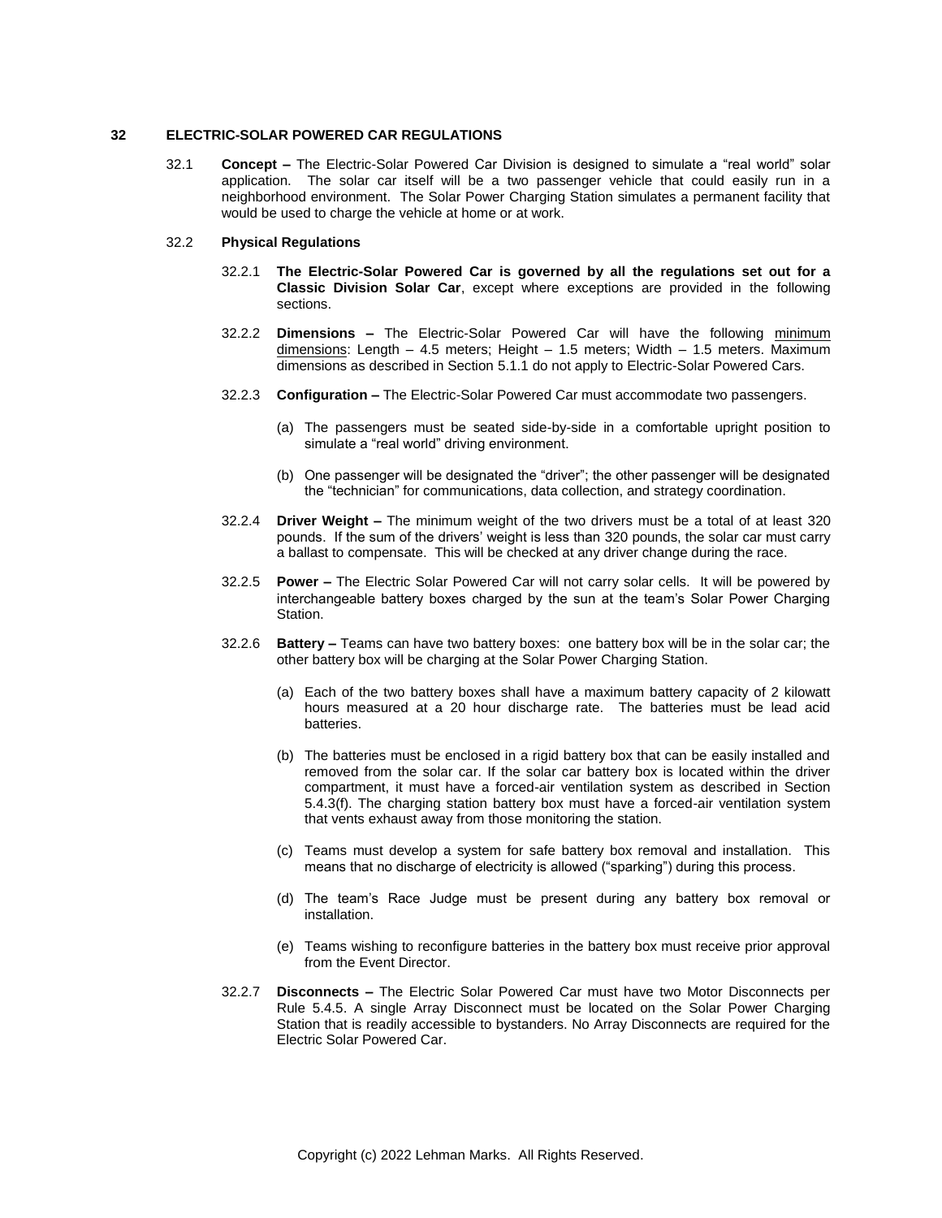## 32 ELECTRIC-SOLAR POWERED CAR REGULATIONS

32.1 **Concept –** The Electric-Solar Powered Car Division is designed to simulate a "real world" solar application. The solar car itself will be a two passenger vehicle that could easily run in a neighborhood environment. The Solar Power Charging Station simulates a permanent facility that would be used to charge the vehicle at home or at work.

### 32.2 Physical Regulations

32.2.1 **The Electric-Solar Powered Car is governed by all the regulations set out for a Classic Division Solar Car**, except where exceptions are provided in the following sections.

32.2.2 **Dimensions –** The Electric-Solar Powered Car will have the following minimum dimensions: Length – 4.5 meters; Height – 1.5 meters; Width – 1.5 meters. Maximum dimensions as described in Section 5.1.1 do not apply to Electric-Solar Powered Cars.

32.2.3 **Configuration –** The Electric-Solar Powered Car must accommodate two passengers.

(a) The passengers must be seated side-by-side in a comfortable upright position to simulate a "real world" driving environment.

(b) One passenger will be designated the "driver"; the other passenger will be designated the "technician" for communications, data collection, and strategy coordination.

32.2.4 **Driver Weight –** The minimum weight of the two drivers must be a total of at least 320 pounds. If the sum of the drivers' weight is less than 320 pounds, the solar car must carry a ballast to compensate. This will be checked at any driver change during the race.

32.2.5 **Power –** The Electric Solar Powered Car will not carry solar cells. It will be powered by interchangeable battery boxes charged by the sun at the team's Solar Power Charging Station.

32.2.6 **Battery –** Teams can have two battery boxes: one battery box will be in the solar car; the other battery box will be charging at the Solar Power Charging Station.

(a) Each of the two battery boxes shall have a maximum battery capacity of 2 kilowatt hours measured at a 20 hour discharge rate. The batteries must be lead acid batteries.

(b) The batteries must be enclosed in a rigid battery box that can be easily installed and removed from the solar car. If the solar car battery box is located within the driver compartment, it must have a forced-air ventilation system as described in Section 5.4.3(f). The charging station battery box must have a forced-air ventilation system that vents exhaust away from those monitoring the station.

(c) Teams must develop a system for safe battery box removal and installation. This means that no discharge of electricity is allowed ("sparking") during this process.

(d) The team's Race Judge must be present during any battery box removal or installation.

(e) Teams wishing to reconfigure batteries in the battery box must receive prior approval from the Event Director.

32.2.7 **Disconnects –** The Electric Solar Powered Car must have two Motor Disconnects per Rule 5.4.5. A single Array Disconnect must be located on the Solar Power Charging Station that is readily accessible to bystanders. No Array Disconnects are required for the Electric Solar Powered Car.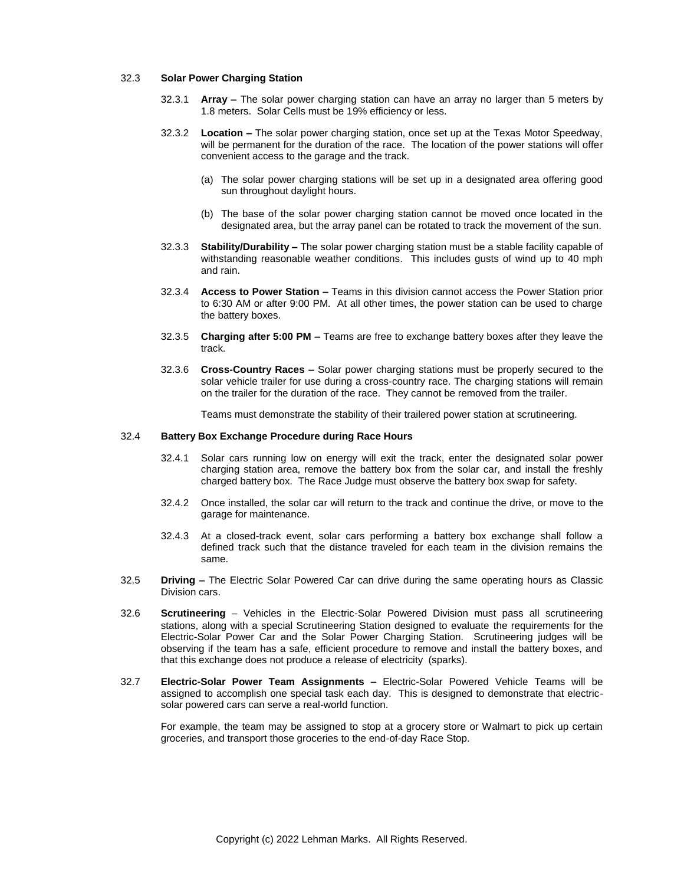### 32.3 Solar Power Charging Station

32.3.1 **Array –** The solar power charging station can have an array no larger than 5 meters by 1.8 meters. Solar Cells must be 19% efficiency or less.

32.3.2 **Location –** The solar power charging station, once set up at the Texas Motor Speedway, will be permanent for the duration of the race. The location of the power stations will offer convenient access to the garage and the track.

(a) The solar power charging stations will be set up in a designated area offering good sun throughout daylight hours.

(b) The base of the solar power charging station cannot be moved once located in the designated area, but the array panel can be rotated to track the movement of the sun.

32.3.3 **Stability/Durability –** The solar power charging station must be a stable facility capable of withstanding reasonable weather conditions. This includes gusts of wind up to 40 mph and rain.

32.3.4 **Access to Power Station –** Teams in this division cannot access the Power Station prior to 6:30 AM or after 9:00 PM. At all other times, the power station can be used to charge the battery boxes.

32.3.5 **Charging after 5:00 PM –** Teams are free to exchange battery boxes after they leave the track.

32.3.6 **Cross-Country Races –** Solar power charging stations must be properly secured to the solar vehicle trailer for use during a cross-country race. The charging stations will remain on the trailer for the duration of the race. They cannot be removed from the trailer.

Teams must demonstrate the stability of their trailered power station at scrutineering.

### 32.4 Battery Box Exchange Procedure during Race Hours

32.4.1 Solar cars running low on energy will exit the track, enter the designated solar power charging station area, remove the battery box from the solar car, and install the freshly charged battery box. The Race Judge must observe the battery box swap for safety.

32.4.2 Once installed, the solar car will return to the track and continue the drive, or move to the garage for maintenance.

32.4.3 At a closed-track event, solar cars performing a battery box exchange shall follow a defined track such that the distance traveled for each team in the division remains the same.

32.5 **Driving –** The Electric Solar Powered Car can drive during the same operating hours as Classic Division cars.

32.6 **Scrutineering** – Vehicles in the Electric-Solar Powered Division must pass all scrutineering stations, along with a special Scrutineering Station designed to evaluate the requirements for the Electric-Solar Power Car and the Solar Power Charging Station. Scrutineering judges will be observing if the team has a safe, efficient procedure to remove and install the battery boxes, and that this exchange does not produce a release of electricity (sparks).

32.7 **Electric-Solar Power Team Assignments –** Electric-Solar Powered Vehicle Teams will be assigned to accomplish one special task each day. This is designed to demonstrate that electric-solar powered cars can serve a real-world function.

For example, the team may be assigned to stop at a grocery store or Walmart to pick up certain groceries, and transport those groceries to the end-of-day Race Stop.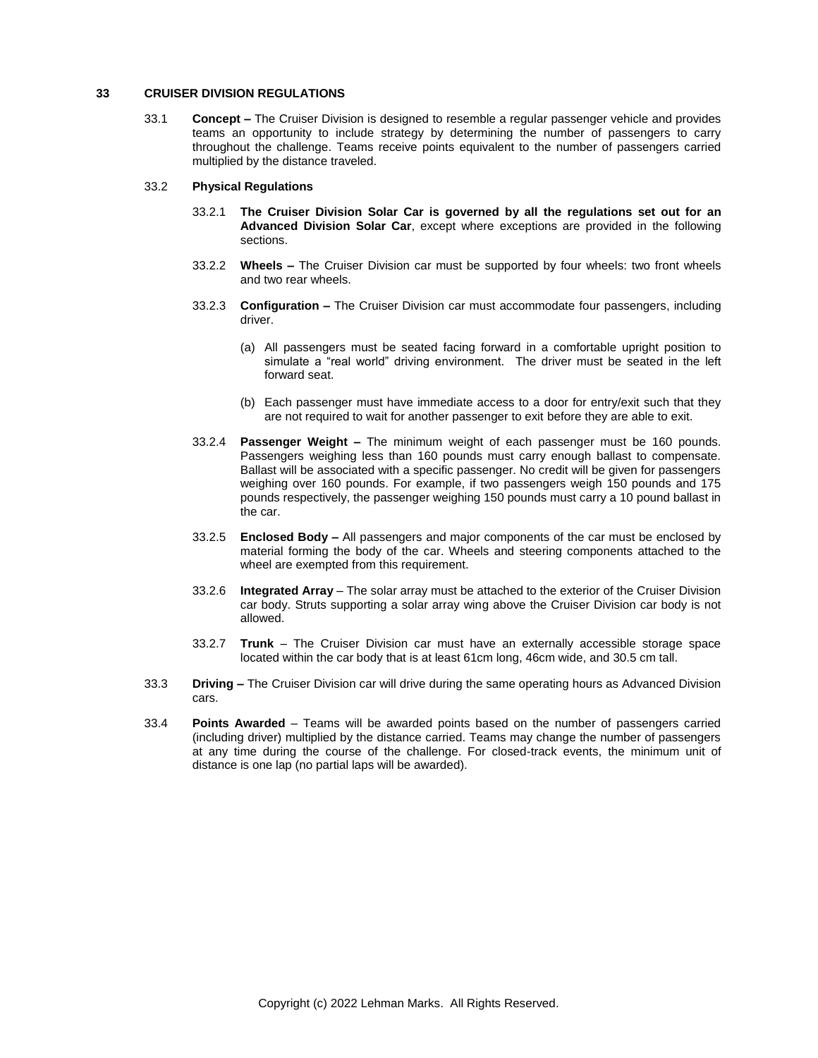## 33 CRUISER DIVISION REGULATIONS

33.1 **Concept –** The Cruiser Division is designed to resemble a regular passenger vehicle and provides teams an opportunity to include strategy by determining the number of passengers to carry throughout the challenge. Teams receive points equivalent to the number of passengers carried multiplied by the distance traveled.

### 33.2 Physical Regulations

33.2.1 **The Cruiser Division Solar Car is governed by all the regulations set out for an Advanced Division Solar Car**, except where exceptions are provided in the following sections.

33.2.2 **Wheels –** The Cruiser Division car must be supported by four wheels: two front wheels and two rear wheels.

33.2.3 **Configuration –** The Cruiser Division car must accommodate four passengers, including driver.

(a) All passengers must be seated facing forward in a comfortable upright position to simulate a "real world" driving environment. The driver must be seated in the left forward seat.

(b) Each passenger must have immediate access to a door for entry/exit such that they are not required to wait for another passenger to exit before they are able to exit.

33.2.4 **Passenger Weight –** The minimum weight of each passenger must be 160 pounds. Passengers weighing less than 160 pounds must carry enough ballast to compensate. Ballast will be associated with a specific passenger. No credit will be given for passengers weighing over 160 pounds. For example, if two passengers weigh 150 pounds and 175 pounds respectively, the passenger weighing 150 pounds must carry a 10 pound ballast in the car.

33.2.5 **Enclosed Body –** All passengers and major components of the car must be enclosed by material forming the body of the car. Wheels and steering components attached to the wheel are exempted from this requirement.

33.2.6 **Integrated Array** – The solar array must be attached to the exterior of the Cruiser Division car body. Struts supporting a solar array wing above the Cruiser Division car body is not allowed.

33.2.7 **Trunk** – The Cruiser Division car must have an externally accessible storage space located within the car body that is at least 61cm long, 46cm wide, and 30.5 cm tall.

33.3 **Driving –** The Cruiser Division car will drive during the same operating hours as Advanced Division cars.

33.4 **Points Awarded** – Teams will be awarded points based on the number of passengers carried (including driver) multiplied by the distance carried. Teams may change the number of passengers at any time during the course of the challenge. For closed-track events, the minimum unit of distance is one lap (no partial laps will be awarded).

Copyright (c) 2022 Lehman Marks. All Rights Reserved.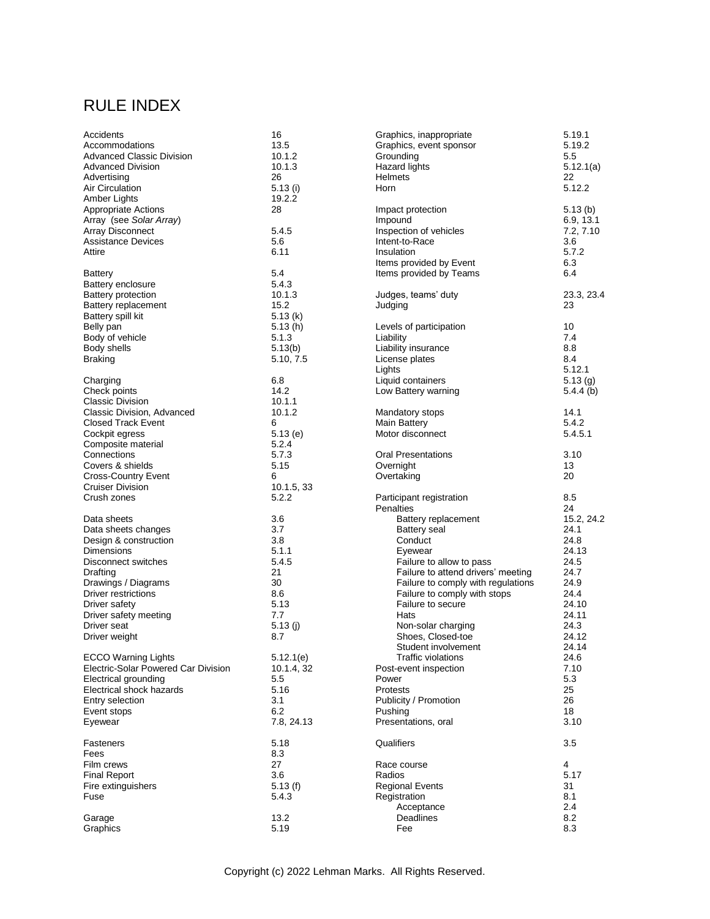# RULE INDEX

| Topic | Rule |
|---|---|
| Accidents | 16 |
| Accommodations | 13.5 |
| Advanced Classic Division | 10.1.2 |
| Advanced Division | 10.1.3 |
| Advertising | 26 |
| Air Circulation | 5.13 (i) |
| Amber Lights | 19.2.2 |
| Appropriate Actions | 28 |
| Array (see *Solar Array*) | |
| Array Disconnect | 5.4.5 |
| Assistance Devices | 5.6 |
| Attire | 6.11 |
| | |
| Battery | 5.4 |
| Battery enclosure | 5.4.3 |
| Battery protection | 10.1.3 |
| Battery replacement | 15.2 |
| Battery spill kit | 5.13 (k) |
| Belly pan | 5.13 (h) |
| Body of vehicle | 5.1.3 |
| Body shells | 5.13(b) |
| Braking | 5.10, 7.5 |
| | |
| Charging | 6.8 |
| Check points | 14.2 |
| Classic Division | 10.1.1 |
| Classic Division, Advanced | 10.1.2 |
| Closed Track Event | 6 |
| Cockpit egress | 5.13 (e) |
| Composite material | 5.2.4 |
| Connections | 5.7.3 |
| Covers & shields | 5.15 |
| Cross-Country Event | 6 |
| Cruiser Division | 10.1.5, 33 |
| Crush zones | 5.2.2 |
| | |
| Data sheets | 3.6 |
| Data sheets changes | 3.7 |
| Design & construction | 3.8 |
| Dimensions | 5.1.1 |
| Disconnect switches | 5.4.5 |
| Drafting | 21 |
| Drawings / Diagrams | 30 |
| Driver restrictions | 8.6 |
| Driver safety | 5.13 |
| Driver safety meeting | 7.7 |
| Driver seat | 5.13 (j) |
| Driver weight | 8.7 |
| | |
| ECCO Warning Lights | 5.12.1(e) |
| Electric-Solar Powered Car Division | 10.1.4, 32 |
| Electrical grounding | 5.5 |
| Electrical shock hazards | 5.16 |
| Entry selection | 3.1 |
| Event stops | 6.2 |
| Eyewear | 7.8, 24.13 |
| | |
| Fasteners | 5.18 |
| Fees | 8.3 |
| Film crews | 27 |
| Final Report | 3.6 |
| Fire extinguishers | 5.13 (f) |
| Fuse | 5.4.3 |
| | |
| Garage | 13.2 |
| Graphics | 5.19 |
| Graphics, inappropriate | 5.19.1 |
| Graphics, event sponsor | 5.19.2 |
| Grounding | 5.5 |
| Hazard lights | 5.12.1(a) |
| Helmets | 22 |
| Horn | 5.12.2 |
| | |
| Impact protection | 5.13 (b) |
| Impound | 6.9, 13.1 |
| Inspection of vehicles | 7.2, 7.10 |
| Intent-to-Race | 3.6 |
| Insulation | 5.7.2 |
| Items provided by Event | 6.3 |
| Items provided by Teams | 6.4 |
| | |
| Judges, teams' duty | 23.3, 23.4 |
| Judging | 23 |
| | |
| Levels of participation | 10 |
| Liability | 7.4 |
| Liability insurance | 8.8 |
| License plates | 8.4 |
| Lights | 5.12.1 |
| Liquid containers | 5.13 (g) |
| Low Battery warning | 5.4.4 (b) |
| | |
| Mandatory stops | 14.1 |
| Main Battery | 5.4.2 |
| Motor disconnect | 5.4.5.1 |
| | |
| Oral Presentations | 3.10 |
| Overnight | 13 |
| Overtaking | 20 |
| | |
| Participant registration | 8.5 |
| Penalties | 24 |
| &nbsp;&nbsp;&nbsp;&nbsp;Battery replacement | 15.2, 24.2 |
| &nbsp;&nbsp;&nbsp;&nbsp;Battery seal | 24.1 |
| &nbsp;&nbsp;&nbsp;&nbsp;Conduct | 24.8 |
| &nbsp;&nbsp;&nbsp;&nbsp;Eyewear | 24.13 |
| &nbsp;&nbsp;&nbsp;&nbsp;Failure to allow to pass | 24.5 |
| &nbsp;&nbsp;&nbsp;&nbsp;Failure to attend drivers' meeting | 24.7 |
| &nbsp;&nbsp;&nbsp;&nbsp;Failure to comply with regulations | 24.9 |
| &nbsp;&nbsp;&nbsp;&nbsp;Failure to comply with stops | 24.4 |
| &nbsp;&nbsp;&nbsp;&nbsp;Failure to secure | 24.10 |
| &nbsp;&nbsp;&nbsp;&nbsp;Hats | 24.11 |
| &nbsp;&nbsp;&nbsp;&nbsp;Non-solar charging | 24.3 |
| &nbsp;&nbsp;&nbsp;&nbsp;Shoes, Closed-toe | 24.12 |
| &nbsp;&nbsp;&nbsp;&nbsp;Student involvement | 24.14 |
| &nbsp;&nbsp;&nbsp;&nbsp;Traffic violations | 24.6 |
| Post-event inspection | 7.10 |
| Power | 5.3 |
| Protests | 25 |
| Publicity / Promotion | 26 |
| Pushing | 18 |
| Presentations, oral | 3.10 |
| | |
| Qualifiers | 3.5 |
| | |
| Race course | 4 |
| Radios | 5.17 |
| Regional Events | 31 |
| Registration | 8.1 |
| &nbsp;&nbsp;&nbsp;&nbsp;Acceptance | 2.4 |
| &nbsp;&nbsp;&nbsp;&nbsp;Deadlines | 8.2 |
| &nbsp;&nbsp;&nbsp;&nbsp;Fee | 8.3 |

Copyright (c) 2022 Lehman Marks. All Rights Reserved.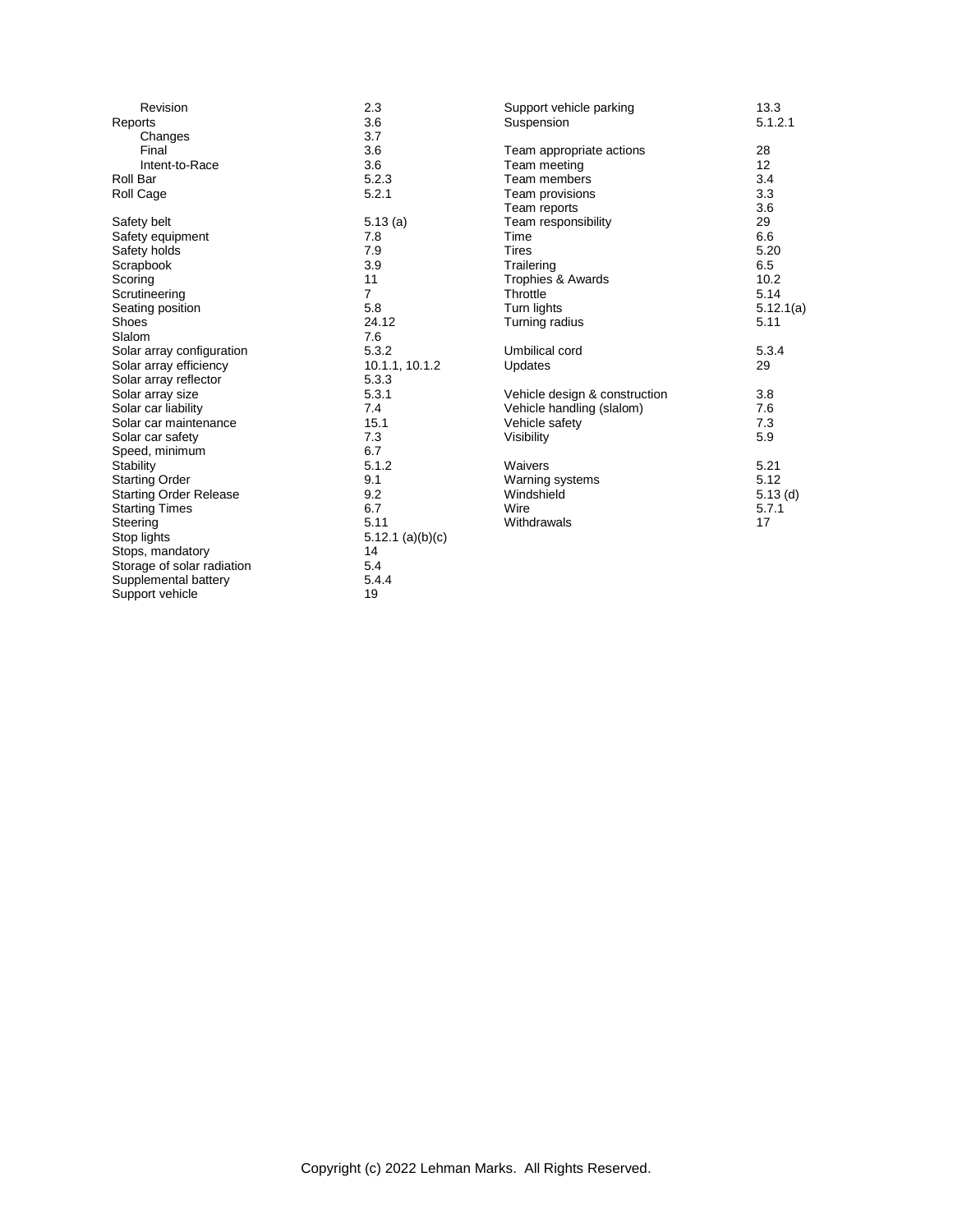| | |
|---|---|
| Revision | 2.3 |
| Reports | 3.6 |
| Changes | 3.7 |
| Final | 3.6 |
| Intent-to-Race | 3.6 |
| Roll Bar | 5.2.3 |
| Roll Cage | 5.2.1 |
| | |
| Safety belt | 5.13 (a) |
| Safety equipment | 7.8 |
| Safety holds | 7.9 |
| Scrapbook | 3.9 |
| Scoring | 11 |
| Scrutineering | 7 |
| Seating position | 5.8 |
| Shoes | 24.12 |
| Slalom | 7.6 |
| Solar array configuration | 5.3.2 |
| Solar array efficiency | 10.1.1, 10.1.2 |
| Solar array reflector | 5.3.3 |
| Solar array size | 5.3.1 |
| Solar car liability | 7.4 |
| Solar car maintenance | 15.1 |
| Solar car safety | 7.3 |
| Speed, minimum | 6.7 |
| Stability | 5.1.2 |
| Starting Order | 9.1 |
| Starting Order Release | 9.2 |
| Starting Times | 6.7 |
| Steering | 5.11 |
| Stop lights | 5.12.1 (a)(b)(c) |
| Stops, mandatory | 14 |
| Storage of solar radiation | 5.4 |
| Supplemental battery | 5.4.4 |
| Support vehicle | 19 |
| Support vehicle parking | 13.3 |
| Suspension | 5.1.2.1 |
| | |
| Team appropriate actions | 28 |
| Team meeting | 12 |
| Team members | 3.4 |
| Team provisions | 3.3 |
| Team reports | 3.6 |
| Team responsibility | 29 |
| Time | 6.6 |
| Tires | 5.20 |
| Trailering | 6.5 |
| Trophies & Awards | 10.2 |
| Throttle | 5.14 |
| Turn lights | 5.12.1(a) |
| Turning radius | 5.11 |
| | |
| Umbilical cord | 5.3.4 |
| Updates | 29 |
| | |
| Vehicle design & construction | 3.8 |
| Vehicle handling (slalom) | 7.6 |
| Vehicle safety | 7.3 |
| Visibility | 5.9 |
| | |
| Waivers | 5.21 |
| Warning systems | 5.12 |
| Windshield | 5.13 (d) |
| Wire | 5.7.1 |
| Withdrawals | 17 |

Copyright (c) 2022 Lehman Marks. All Rights Reserved.